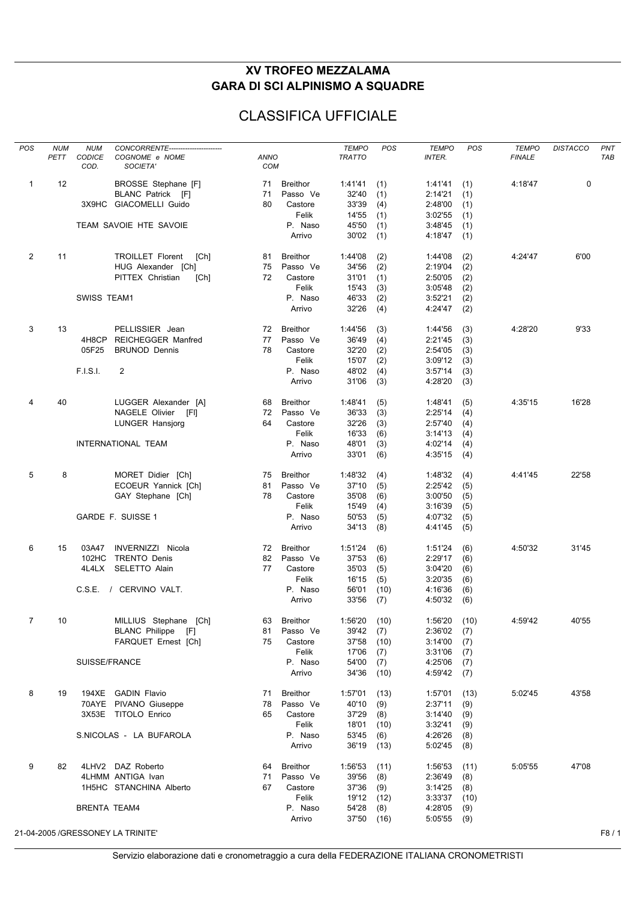# XV TROFEO MEZZALAMA

## GARA DI SCI ALPINISMO A SQUADRE

## CLASSIFICA UFFICIALE

| POS | NUM PETT | NUM CODICE COD. | CONCORRENTE COGNOME e NOME SOCIETA' | ANNO COM | | TEMPO TRATTO | POS | TEMPO INTER. | POS | TEMPO FINALE | DISTACCO | PNT TAB |
|---|---|---|---|---|---|---|---|---|---|---|---|---|
| 1 | 12 | | BROSSE Stephane [F] | 71 | Breithor | 1:41'41 | (1) | 1:41'41 | (1) | 4:18'47 | 0 | |
| | | | BLANC Patrick [F] | 71 | Passo Ve | 32'40 | (1) | 2:14'21 | (1) | | | |
| | | 3X9HC | GIACOMELLI Guido | 80 | Castore | 33'39 | (4) | 2:48'00 | (1) | | | |
| | | | | | Felik | 14'55 | (1) | 3:02'55 | (1) | | | |
| | | | TEAM SAVOIE HTE SAVOIE | | P. Naso | 45'50 | (1) | 3:48'45 | (1) | | | |
| | | | | | Arrivo | 30'02 | (1) | 4:18'47 | (1) | | | |
| 2 | 11 | | TROILLET Florent [Ch] | 81 | Breithor | 1:44'08 | (2) | 1:44'08 | (2) | 4:24'47 | 6'00 | |
| | | | HUG Alexander [Ch] | 75 | Passo Ve | 34'56 | (2) | 2:19'04 | (2) | | | |
| | | | PITTEX Christian [Ch] | 72 | Castore | 31'01 | (1) | 2:50'05 | (2) | | | |
| | | | | | Felik | 15'43 | (3) | 3:05'48 | (2) | | | |
| | | | SWISS TEAM1 | | P. Naso | 46'33 | (2) | 3:52'21 | (2) | | | |
| | | | | | Arrivo | 32'26 | (4) | 4:24'47 | (2) | | | |
| 3 | 13 | | PELLISSIER Jean | 72 | Breithor | 1:44'56 | (3) | 1:44'56 | (3) | 4:28'20 | 9'33 | |
| | | 4H8CP | REICHEGGER Manfred | 77 | Passo Ve | 36'49 | (4) | 2:21'45 | (3) | | | |
| | | 05F25 | BRUNOD Dennis | 78 | Castore | 32'20 | (2) | 2:54'05 | (3) | | | |
| | | | | | Felik | 15'07 | (2) | 3:09'12 | (3) | | | |
| | | | F.I.S.I. 2 | | P. Naso | 48'02 | (4) | 3:57'14 | (3) | | | |
| | | | | | Arrivo | 31'06 | (3) | 4:28'20 | (3) | | | |
| 4 | 40 | | LUGGER Alexander [A] | 68 | Breithor | 1:48'41 | (5) | 1:48'41 | (5) | 4:35'15 | 16'28 | |
| | | | NAGELE Olivier [Fl] | 72 | Passo Ve | 36'33 | (3) | 2:25'14 | (4) | | | |
| | | | LUNGER Hansjorg | 64 | Castore | 32'26 | (3) | 2:57'40 | (4) | | | |
| | | | | | Felik | 16'33 | (6) | 3:14'13 | (4) | | | |
| | | | INTERNATIONAL TEAM | | P. Naso | 48'01 | (3) | 4:02'14 | (4) | | | |
| | | | | | Arrivo | 33'01 | (6) | 4:35'15 | (4) | | | |
| 5 | 8 | | MORET Didier [Ch] | 75 | Breithor | 1:48'32 | (4) | 1:48'32 | (4) | 4:41'45 | 22'58 | |
| | | | ECOEUR Yannick [Ch] | 81 | Passo Ve | 37'10 | (5) | 2:25'42 | (5) | | | |
| | | | GAY Stephane [Ch] | 78 | Castore | 35'08 | (6) | 3:00'50 | (5) | | | |
| | | | | | Felik | 15'49 | (4) | 3:16'39 | (5) | | | |
| | | | GARDE F. SUISSE 1 | | P. Naso | 50'53 | (5) | 4:07'32 | (5) | | | |
| | | | | | Arrivo | 34'13 | (8) | 4:41'45 | (5) | | | |
| 6 | 15 | 03A47 | INVERNIZZI Nicola | 72 | Breithor | 1:51'24 | (6) | 1:51'24 | (6) | 4:50'32 | 31'45 | |
| | | 102HC | TRENTO Denis | 82 | Passo Ve | 37'53 | (6) | 2:29'17 | (6) | | | |
| | | 4L4LX | SELETTO Alain | 77 | Castore | 35'03 | (5) | 3:04'20 | (6) | | | |
| | | | | | Felik | 16'15 | (5) | 3:20'35 | (6) | | | |
| | | | C.S.E. / CERVINO VALT. | | P. Naso | 56'01 | (10) | 4:16'36 | (6) | | | |
| | | | | | Arrivo | 33'56 | (7) | 4:50'32 | (6) | | | |
| 7 | 10 | | MILLIUS Stephane [Ch] | 63 | Breithor | 1:56'20 | (10) | 1:56'20 | (10) | 4:59'42 | 40'55 | |
| | | | BLANC Philippe [F] | 81 | Passo Ve | 39'42 | (7) | 2:36'02 | (7) | | | |
| | | | FARQUET Ernest [Ch] | 75 | Castore | 37'58 | (10) | 3:14'00 | (7) | | | |
| | | | | | Felik | 17'06 | (7) | 3:31'06 | (7) | | | |
| | | | SUISSE/FRANCE | | P. Naso | 54'00 | (7) | 4:25'06 | (7) | | | |
| | | | | | Arrivo | 34'36 | (10) | 4:59'42 | (7) | | | |
| 8 | 19 | 194XE | GADIN Flavio | 71 | Breithor | 1:57'01 | (13) | 1:57'01 | (13) | 5:02'45 | 43'58 | |
| | | 70AYE | PIVANO Giuseppe | 78 | Passo Ve | 40'10 | (9) | 2:37'11 | (9) | | | |
| | | 3X53E | TITOLO Enrico | 65 | Castore | 37'29 | (8) | 3:14'40 | (9) | | | |
| | | | | | Felik | 18'01 | (10) | 3:32'41 | (9) | | | |
| | | | S.NICOLAS - LA BUFAROLA | | P. Naso | 53'45 | (6) | 4:26'26 | (8) | | | |
| | | | | | Arrivo | 36'19 | (13) | 5:02'45 | (8) | | | |
| 9 | 82 | 4LHV2 | DAZ Roberto | 64 | Breithor | 1:56'53 | (11) | 1:56'53 | (11) | 5:05'55 | 47'08 | |
| | | 4LHMM | ANTIGA Ivan | 71 | Passo Ve | 39'56 | (8) | 2:36'49 | (8) | | | |
| | | 1H5HC | STANCHINA Alberto | 67 | Castore | 37'36 | (9) | 3:14'25 | (8) | | | |
| | | | | | Felik | 19'12 | (12) | 3:33'37 | (10) | | | |
| | | | BRENTA TEAM4 | | P. Naso | 54'28 | (8) | 4:28'05 | (9) | | | |
| | | | | | Arrivo | 37'50 | (16) | 5:05'55 | (9) | | | |

21-04-2005 /GRESSONEY LA TRINITE'

Servizio elaborazione dati e cronometraggio a cura della FEDERAZIONE ITALIANA CRONOMETRISTI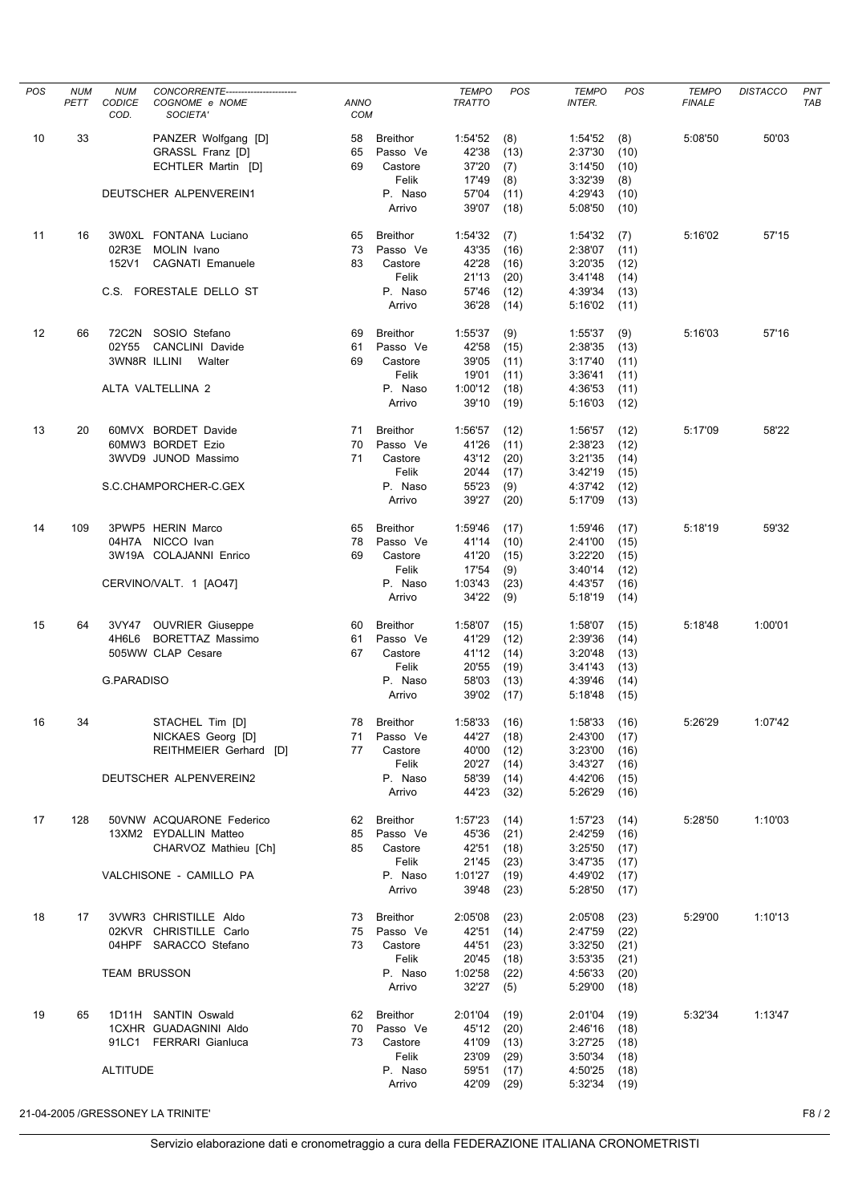| POS | NUM PETT | NUM CODICE COD. | CONCORRENTE---------------------- COGNOME e NOME SOCIETA' | ANNO COM | | TEMPO TRATTO | POS | TEMPO INTER. | POS | TEMPO FINALE | DISTACCO | PNT TAB |
|---|---|---|---|---|---|---|---|---|---|---|---|---|
| 10 | 33 | | PANZER Wolfgang [D] | 58 | Breithor | 1:54'52 | (8) | 1:54'52 | (8) | 5:08'50 | 50'03 | |
| | | | GRASSL Franz [D] | 65 | Passo Ve | 42'38 | (13) | 2:37'30 | (10) | | | |
| | | | ECHTLER Martin [D] | 69 | Castore | 37'20 | (7) | 3:14'50 | (10) | | | |
| | | | | | Felik | 17'49 | (8) | 3:32'39 | (8) | | | |
| | | | DEUTSCHER ALPENVEREIN1 | | P. Naso | 57'04 | (11) | 4:29'43 | (10) | | | |
| | | | | | Arrivo | 39'07 | (18) | 5:08'50 | (10) | | | |
| 11 | 16 | 3W0XL | FONTANA Luciano | 65 | Breithor | 1:54'32 | (7) | 1:54'32 | (7) | 5:16'02 | 57'15 | |
| | | 02R3E | MOLIN Ivano | 73 | Passo Ve | 43'35 | (16) | 2:38'07 | (11) | | | |
| | | 152V1 | CAGNATI Emanuele | 83 | Castore | 42'28 | (16) | 3:20'35 | (12) | | | |
| | | | | | Felik | 21'13 | (20) | 3:41'48 | (14) | | | |
| | | | C.S. FORESTALE DELLO ST | | P. Naso | 57'46 | (12) | 4:39'34 | (13) | | | |
| | | | | | Arrivo | 36'28 | (14) | 5:16'02 | (11) | | | |
| 12 | 66 | 72C2N | SOSIO Stefano | 69 | Breithor | 1:55'37 | (9) | 1:55'37 | (9) | 5:16'03 | 57'16 | |
| | | 02Y55 | CANCLINI Davide | 61 | Passo Ve | 42'58 | (15) | 2:38'35 | (13) | | | |
| | | 3WN8R | ILLINI Walter | 69 | Castore | 39'05 | (11) | 3:17'40 | (11) | | | |
| | | | | | Felik | 19'01 | (11) | 3:36'41 | (11) | | | |
| | | | ALTA VALTELLINA 2 | | P. Naso | 1:00'12 | (18) | 4:36'53 | (11) | | | |
| | | | | | Arrivo | 39'10 | (19) | 5:16'03 | (12) | | | |
| 13 | 20 | 60MVX | BORDET Davide | 71 | Breithor | 1:56'57 | (12) | 1:56'57 | (12) | 5:17'09 | 58'22 | |
| | | 60MW3 | BORDET Ezio | 70 | Passo Ve | 41'26 | (11) | 2:38'23 | (12) | | | |
| | | 3WVD9 | JUNOD Massimo | 71 | Castore | 43'12 | (20) | 3:21'35 | (14) | | | |
| | | | | | Felik | 20'44 | (17) | 3:42'19 | (15) | | | |
| | | | S.C.CHAMPORCHER-C.GEX | | P. Naso | 55'23 | (9) | 4:37'42 | (12) | | | |
| | | | | | Arrivo | 39'27 | (20) | 5:17'09 | (13) | | | |
| 14 | 109 | 3PWP5 | HERIN Marco | 65 | Breithor | 1:59'46 | (17) | 1:59'46 | (17) | 5:18'19 | 59'32 | |
| | | 04H7A | NICCO Ivan | 78 | Passo Ve | 41'14 | (10) | 2:41'00 | (15) | | | |
| | | 3W19A | COLAJANNI Enrico | 69 | Castore | 41'20 | (15) | 3:22'20 | (15) | | | |
| | | | | | Felik | 17'54 | (9) | 3:40'14 | (12) | | | |
| | | | CERVINO/VALT. 1 [AO47] | | P. Naso | 1:03'43 | (23) | 4:43'57 | (16) | | | |
| | | | | | Arrivo | 34'22 | (9) | 5:18'19 | (14) | | | |
| 15 | 64 | 3VY47 | OUVRIER Giuseppe | 60 | Breithor | 1:58'07 | (15) | 1:58'07 | (15) | 5:18'48 | 1:00'01 | |
| | | 4H6L6 | BORETTAZ Massimo | 61 | Passo Ve | 41'29 | (12) | 2:39'36 | (14) | | | |
| | | 505WW | CLAP Cesare | 67 | Castore | 41'12 | (14) | 3:20'48 | (13) | | | |
| | | | | | Felik | 20'55 | (19) | 3:41'43 | (13) | | | |
| | | | G.PARADISO | | P. Naso | 58'03 | (13) | 4:39'46 | (14) | | | |
| | | | | | Arrivo | 39'02 | (17) | 5:18'48 | (15) | | | |
| 16 | 34 | | STACHEL Tim [D] | 78 | Breithor | 1:58'33 | (16) | 1:58'33 | (16) | 5:26'29 | 1:07'42 | |
| | | | NICKAES Georg [D] | 71 | Passo Ve | 44'27 | (18) | 2:43'00 | (17) | | | |
| | | | REITHMEIER Gerhard [D] | 77 | Castore | 40'00 | (12) | 3:23'00 | (16) | | | |
| | | | | | Felik | 20'27 | (14) | 3:43'27 | (16) | | | |
| | | | DEUTSCHER ALPENVEREIN2 | | P. Naso | 58'39 | (14) | 4:42'06 | (15) | | | |
| | | | | | Arrivo | 44'23 | (32) | 5:26'29 | (16) | | | |
| 17 | 128 | 50VNW | ACQUARONE Federico | 62 | Breithor | 1:57'23 | (14) | 1:57'23 | (14) | 5:28'50 | 1:10'03 | |
| | | 13XM2 | EYDALLIN Matteo | 85 | Passo Ve | 45'36 | (21) | 2:42'59 | (16) | | | |
| | | | CHARVOZ Mathieu [Ch] | 85 | Castore | 42'51 | (18) | 3:25'50 | (17) | | | |
| | | | | | Felik | 21'45 | (23) | 3:47'35 | (17) | | | |
| | | | VALCHISONE - CAMILLO PA | | P. Naso | 1:01'27 | (19) | 4:49'02 | (17) | | | |
| | | | | | Arrivo | 39'48 | (23) | 5:28'50 | (17) | | | |
| 18 | 17 | 3VWR3 | CHRISTILLE Aldo | 73 | Breithor | 2:05'08 | (23) | 2:05'08 | (23) | 5:29'00 | 1:10'13 | |
| | | 02KVR | CHRISTILLE Carlo | 75 | Passo Ve | 42'51 | (14) | 2:47'59 | (22) | | | |
| | | 04HPF | SARACCO Stefano | 73 | Castore | 44'51 | (23) | 3:32'50 | (21) | | | |
| | | | | | Felik | 20'45 | (18) | 3:53'35 | (21) | | | |
| | | | TEAM BRUSSON | | P. Naso | 1:02'58 | (22) | 4:56'33 | (20) | | | |
| | | | | | Arrivo | 32'27 | (5) | 5:29'00 | (18) | | | |
| 19 | 65 | 1D11H | SANTIN Oswald | 62 | Breithor | 2:01'04 | (19) | 2:01'04 | (19) | 5:32'34 | 1:13'47 | |
| | | 1CXHR | GUADAGNINI Aldo | 70 | Passo Ve | 45'12 | (20) | 2:46'16 | (18) | | | |
| | | 91LC1 | FERRARI Gianluca | 73 | Castore | 41'09 | (13) | 3:27'25 | (18) | | | |
| | | | | | Felik | 23'09 | (29) | 3:50'34 | (18) | | | |
| | | | ALTITUDE | | P. Naso | 59'51 | (17) | 4:50'25 | (18) | | | |
| | | | | | Arrivo | 42'09 | (29) | 5:32'34 | (19) | | | |

21-04-2005 /GRESSONEY LA TRINITE'

Servizio elaborazione dati e cronometraggio a cura della FEDERAZIONE ITALIANA CRONOMETRISTI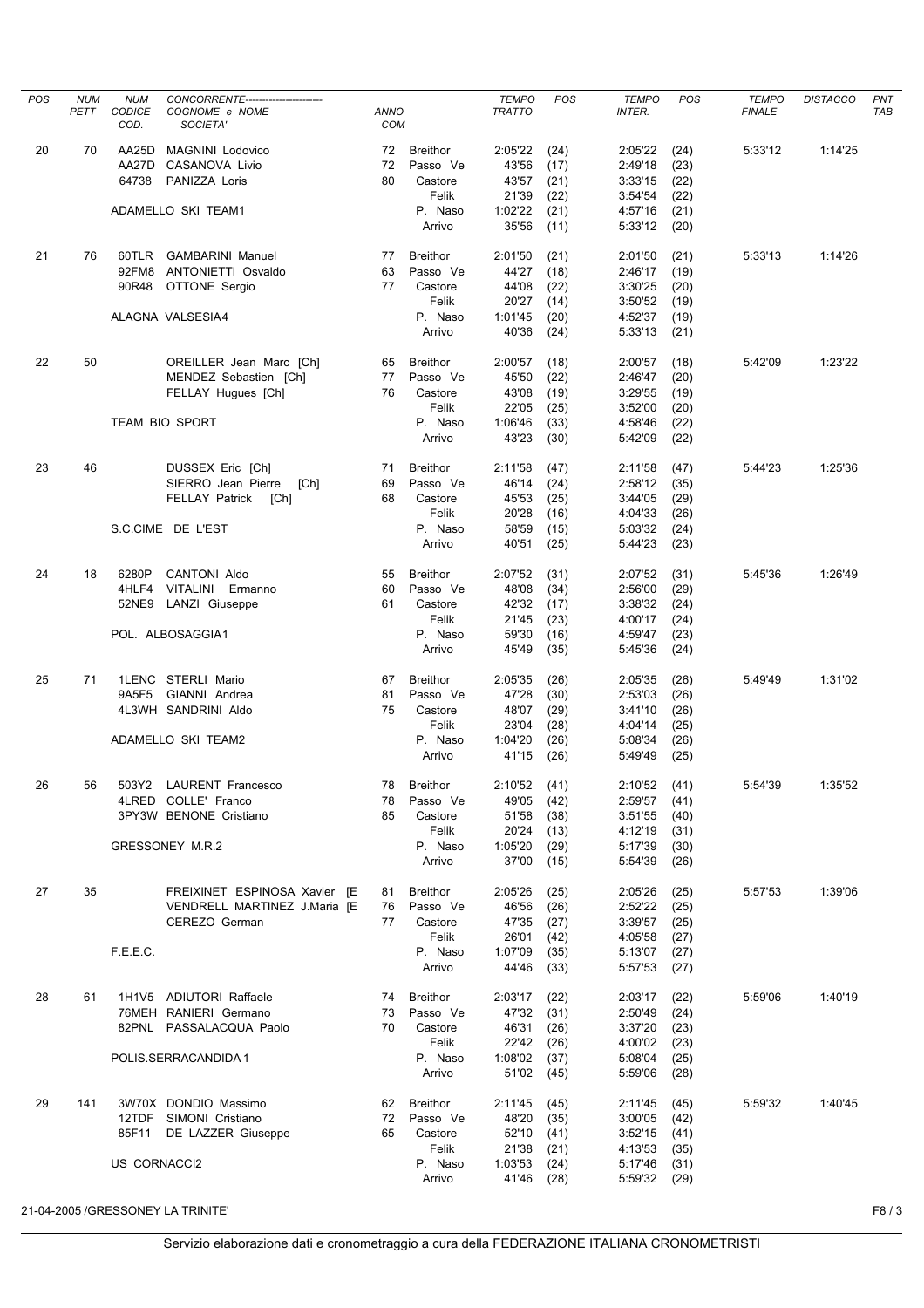| POS | NUM PETT | NUM CODICE COD. | CONCORRENTE---------------------- COGNOME e NOME SOCIETA' | ANNO COM | | TEMPO TRATTO | POS | TEMPO INTER. | POS | TEMPO FINALE | DISTACCO | PNT TAB |
|---|---|---|---|---|---|---|---|---|---|---|---|---|
| 20 | 70 | AA25D | MAGNINI Lodovico | 72 | Breithor | 2:05'22 | (24) | 2:05'22 | (24) | 5:33'12 | 1:14'25 | |
| | | AA27D | CASANOVA Livio | 72 | Passo Ve | 43'56 | (17) | 2:49'18 | (23) | | | |
| | | 64738 | PANIZZA Loris | 80 | Castore | 43'57 | (21) | 3:33'15 | (22) | | | |
| | | | | | Felik | 21'39 | (22) | 3:54'54 | (22) | | | |
| | | | ADAMELLO SKI TEAM1 | | P. Naso | 1:02'22 | (21) | 4:57'16 | (21) | | | |
| | | | | | Arrivo | 35'56 | (11) | 5:33'12 | (20) | | | |
| 21 | 76 | 60TLR | GAMBARINI Manuel | 77 | Breithor | 2:01'50 | (21) | 2:01'50 | (21) | 5:33'13 | 1:14'26 | |
| | | 92FM8 | ANTONIETTI Osvaldo | 63 | Passo Ve | 44'27 | (18) | 2:46'17 | (19) | | | |
| | | 90R48 | OTTONE Sergio | 77 | Castore | 44'08 | (22) | 3:30'25 | (20) | | | |
| | | | | | Felik | 20'27 | (14) | 3:50'52 | (19) | | | |
| | | | ALAGNA VALSESIA4 | | P. Naso | 1:01'45 | (20) | 4:52'37 | (19) | | | |
| | | | | | Arrivo | 40'36 | (24) | 5:33'13 | (21) | | | |
| 22 | 50 | | OREILLER Jean Marc [Ch] | 65 | Breithor | 2:00'57 | (18) | 2:00'57 | (18) | 5:42'09 | 1:23'22 | |
| | | | MENDEZ Sebastien [Ch] | 77 | Passo Ve | 45'50 | (22) | 2:46'47 | (20) | | | |
| | | | FELLAY Hugues [Ch] | 76 | Castore | 43'08 | (19) | 3:29'55 | (19) | | | |
| | | | | | Felik | 22'05 | (25) | 3:52'00 | (20) | | | |
| | | | TEAM BIO SPORT | | P. Naso | 1:06'46 | (33) | 4:58'46 | (22) | | | |
| | | | | | Arrivo | 43'23 | (30) | 5:42'09 | (22) | | | |
| 23 | 46 | | DUSSEX Eric [Ch] | 71 | Breithor | 2:11'58 | (47) | 2:11'58 | (47) | 5:44'23 | 1:25'36 | |
| | | | SIERRO Jean Pierre [Ch] | 69 | Passo Ve | 46'14 | (24) | 2:58'12 | (35) | | | |
| | | | FELLAY Patrick [Ch] | 68 | Castore | 45'53 | (25) | 3:44'05 | (29) | | | |
| | | | | | Felik | 20'28 | (16) | 4:04'33 | (26) | | | |
| | | | S.C.CIME DE L'EST | | P. Naso | 58'59 | (15) | 5:03'32 | (24) | | | |
| | | | | | Arrivo | 40'51 | (25) | 5:44'23 | (23) | | | |
| 24 | 18 | 6280P | CANTONI Aldo | 55 | Breithor | 2:07'52 | (31) | 2:07'52 | (31) | 5:45'36 | 1:26'49 | |
| | | 4HLF4 | VITALINI Ermanno | 60 | Passo Ve | 48'08 | (34) | 2:56'00 | (29) | | | |
| | | 52NE9 | LANZI Giuseppe | 61 | Castore | 42'32 | (17) | 3:38'32 | (24) | | | |
| | | | | | Felik | 21'45 | (23) | 4:00'17 | (24) | | | |
| | | | POL. ALBOSAGGIA1 | | P. Naso | 59'30 | (16) | 4:59'47 | (23) | | | |
| | | | | | Arrivo | 45'49 | (35) | 5:45'36 | (24) | | | |
| 25 | 71 | 1LENC | STERLI Mario | 67 | Breithor | 2:05'35 | (26) | 2:05'35 | (26) | 5:49'49 | 1:31'02 | |
| | | 9A5F5 | GIANNI Andrea | 81 | Passo Ve | 47'28 | (30) | 2:53'03 | (26) | | | |
| | | 4L3WH | SANDRINI Aldo | 75 | Castore | 48'07 | (29) | 3:41'10 | (26) | | | |
| | | | | | Felik | 23'04 | (28) | 4:04'14 | (25) | | | |
| | | | ADAMELLO SKI TEAM2 | | P. Naso | 1:04'20 | (26) | 5:08'34 | (26) | | | |
| | | | | | Arrivo | 41'15 | (26) | 5:49'49 | (25) | | | |
| 26 | 56 | 503Y2 | LAURENT Francesco | 78 | Breithor | 2:10'52 | (41) | 2:10'52 | (41) | 5:54'39 | 1:35'52 | |
| | | 4LRED | COLLE' Franco | 78 | Passo Ve | 49'05 | (42) | 2:59'57 | (41) | | | |
| | | 3PY3W | BENONE Cristiano | 85 | Castore | 51'58 | (38) | 3:51'55 | (40) | | | |
| | | | | | Felik | 20'24 | (13) | 4:12'19 | (31) | | | |
| | | | GRESSONEY M.R.2 | | P. Naso | 1:05'20 | (29) | 5:17'39 | (30) | | | |
| | | | | | Arrivo | 37'00 | (15) | 5:54'39 | (26) | | | |
| 27 | 35 | | FREIXINET ESPINOSA Xavier [E | 81 | Breithor | 2:05'26 | (25) | 2:05'26 | (25) | 5:57'53 | 1:39'06 | |
| | | | VENDRELL MARTINEZ J.Maria [E | 76 | Passo Ve | 46'56 | (26) | 2:52'22 | (25) | | | |
| | | | CEREZO German | 77 | Castore | 47'35 | (27) | 3:39'57 | (25) | | | |
| | | | | | Felik | 26'01 | (42) | 4:05'58 | (27) | | | |
| | | F.E.E.C. | | | P. Naso | 1:07'09 | (35) | 5:13'07 | (27) | | | |
| | | | | | Arrivo | 44'46 | (33) | 5:57'53 | (27) | | | |
| 28 | 61 | 1H1V5 | ADIUTORI Raffaele | 74 | Breithor | 2:03'17 | (22) | 2:03'17 | (22) | 5:59'06 | 1:40'19 | |
| | | 76MEH | RANIERI Germano | 73 | Passo Ve | 47'32 | (31) | 2:50'49 | (24) | | | |
| | | 82PNL | PASSALACQUA Paolo | 70 | Castore | 46'31 | (26) | 3:37'20 | (23) | | | |
| | | | | | Felik | 22'42 | (26) | 4:00'02 | (23) | | | |
| | | | POLIS.SERRACANDIDA 1 | | P. Naso | 1:08'02 | (37) | 5:08'04 | (25) | | | |
| | | | | | Arrivo | 51'02 | (45) | 5:59'06 | (28) | | | |
| 29 | 141 | 3W70X | DONDIO Massimo | 62 | Breithor | 2:11'45 | (45) | 2:11'45 | (45) | 5:59'32 | 1:40'45 | |
| | | 12TDF | SIMONI Cristiano | 72 | Passo Ve | 48'20 | (35) | 3:00'05 | (42) | | | |
| | | 85F11 | DE LAZZER Giuseppe | 65 | Castore | 52'10 | (41) | 3:52'15 | (41) | | | |
| | | | | | Felik | 21'38 | (21) | 4:13'53 | (35) | | | |
| | | | US CORNACCI2 | | P. Naso | 1:03'53 | (24) | 5:17'46 | (31) | | | |
| | | | | | Arrivo | 41'46 | (28) | 5:59'32 | (29) | | | |

21-04-2005 /GRESSONEY LA TRINITE'

Servizio elaborazione dati e cronometraggio a cura della FEDERAZIONE ITALIANA CRONOMETRISTI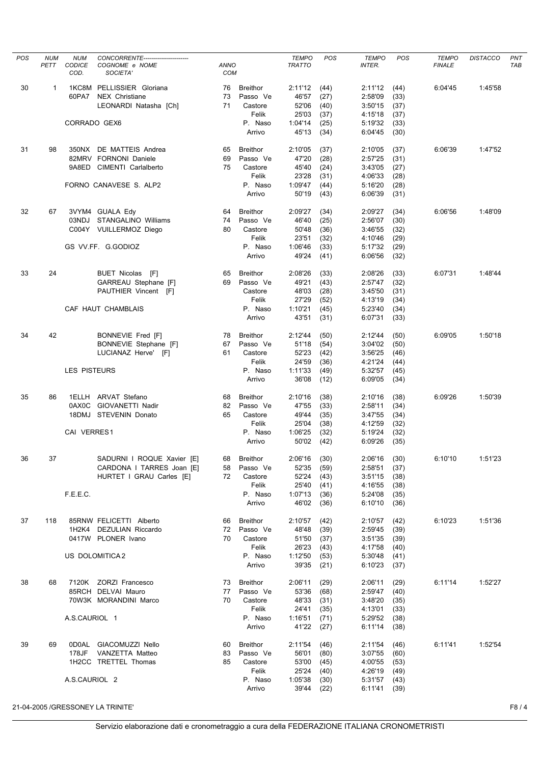| POS | NUM PETT | NUM CODICE COD. | CONCORRENTE---------------------- COGNOME e NOME SOCIETA' | ANNO COM | | TEMPO TRATTO | POS | TEMPO INTER. | POS | TEMPO FINALE | DISTACCO | PNT TAB |
|---|---|---|---|---|---|---|---|---|---|---|---|---|
| 30 | 1 | 1KC8M | PELLISSIER Gloriana | 76 | Breithor | 2:11'12 | (44) | 2:11'12 | (44) | 6:04'45 | 1:45'58 | |
| | | 60PA7 | NEX Christiane | 73 | Passo Ve | 46'57 | (27) | 2:58'09 | (33) | | | |
| | | | LEONARDI Natasha [Ch] | 71 | Castore | 52'06 | (40) | 3:50'15 | (37) | | | |
| | | | | | Felik | 25'03 | (37) | 4:15'18 | (37) | | | |
| | | CORRADO GEX6 | | | P. Naso | 1:04'14 | (25) | 5:19'32 | (33) | | | |
| | | | | | Arrivo | 45'13 | (34) | 6:04'45 | (30) | | | |
| 31 | 98 | 350NX | DE MATTEIS Andrea | 65 | Breithor | 2:10'05 | (37) | 2:10'05 | (37) | 6:06'39 | 1:47'52 | |
| | | 82MRV | FORNONI Daniele | 69 | Passo Ve | 47'20 | (28) | 2:57'25 | (31) | | | |
| | | 9A8ED | CIMENTI Carlalberto | 75 | Castore | 45'40 | (24) | 3:43'05 | (27) | | | |
| | | | | | Felik | 23'28 | (31) | 4:06'33 | (28) | | | |
| | | FORNO CANAVESE S. ALP2 | | | P. Naso | 1:09'47 | (44) | 5:16'20 | (28) | | | |
| | | | | | Arrivo | 50'19 | (43) | 6:06'39 | (31) | | | |
| 32 | 67 | 3VYM4 | GUALA Edy | 64 | Breithor | 2:09'27 | (34) | 2:09'27 | (34) | 6:06'56 | 1:48'09 | |
| | | 03NDJ | STANGALINO Williams | 74 | Passo Ve | 46'40 | (25) | 2:56'07 | (30) | | | |
| | | C004Y | VUILLERMOZ Diego | 80 | Castore | 50'48 | (36) | 3:46'55 | (32) | | | |
| | | | | | Felik | 23'51 | (32) | 4:10'46 | (29) | | | |
| | | GS VV.FF. G.GODIOZ | | | P. Naso | 1:06'46 | (33) | 5:17'32 | (29) | | | |
| | | | | | Arrivo | 49'24 | (41) | 6:06'56 | (32) | | | |
| 33 | 24 | | BUET Nicolas [F] | 65 | Breithor | 2:08'26 | (33) | 2:08'26 | (33) | 6:07'31 | 1:48'44 | |
| | | | GARREAU Stephane [F] | 69 | Passo Ve | 49'21 | (43) | 2:57'47 | (32) | | | |
| | | | PAUTHIER Vincent [F] | | Castore | 48'03 | (28) | 3:45'50 | (31) | | | |
| | | | | | Felik | 27'29 | (52) | 4:13'19 | (34) | | | |
| | | CAF HAUT CHAMBLAIS | | | P. Naso | 1:10'21 | (45) | 5:23'40 | (34) | | | |
| | | | | | Arrivo | 43'51 | (31) | 6:07'31 | (33) | | | |
| 34 | 42 | | BONNEVIE Fred [F] | 78 | Breithor | 2:12'44 | (50) | 2:12'44 | (50) | 6:09'05 | 1:50'18 | |
| | | | BONNEVIE Stephane [F] | 67 | Passo Ve | 51'18 | (54) | 3:04'02 | (50) | | | |
| | | | LUCIANAZ Herve' [F] | 61 | Castore | 52'23 | (42) | 3:56'25 | (46) | | | |
| | | | | | Felik | 24'59 | (36) | 4:21'24 | (44) | | | |
| | | LES PISTEURS | | | P. Naso | 1:11'33 | (49) | 5:32'57 | (45) | | | |
| | | | | | Arrivo | 36'08 | (12) | 6:09'05 | (34) | | | |
| 35 | 86 | 1ELLH | ARVAT Stefano | 68 | Breithor | 2:10'16 | (38) | 2:10'16 | (38) | 6:09'26 | 1:50'39 | |
| | | 0AX0C | GIOVANETTI Nadir | 82 | Passo Ve | 47'55 | (33) | 2:58'11 | (34) | | | |
| | | 18DMJ | STEVENIN Donato | 65 | Castore | 49'44 | (35) | 3:47'55 | (34) | | | |
| | | | | | Felik | 25'04 | (38) | 4:12'59 | (32) | | | |
| | | CAI VERRES1 | | | P. Naso | 1:06'25 | (32) | 5:19'24 | (32) | | | |
| | | | | | Arrivo | 50'02 | (42) | 6:09'26 | (35) | | | |
| 36 | 37 | | SADURNI I ROQUE Xavier [E] | 68 | Breithor | 2:06'16 | (30) | 2:06'16 | (30) | 6:10'10 | 1:51'23 | |
| | | | CARDONA I TARRES Joan [E] | 58 | Passo Ve | 52'35 | (59) | 2:58'51 | (37) | | | |
| | | | HURTET I GRAU Carles [E] | 72 | Castore | 52'24 | (43) | 3:51'15 | (38) | | | |
| | | | | | Felik | 25'40 | (41) | 4:16'55 | (38) | | | |
| | | F.E.E.C. | | | P. Naso | 1:07'13 | (36) | 5:24'08 | (35) | | | |
| | | | | | Arrivo | 46'02 | (36) | 6:10'10 | (36) | | | |
| 37 | 118 | 85RNW | FELICETTI Alberto | 66 | Breithor | 2:10'57 | (42) | 2:10'57 | (42) | 6:10'23 | 1:51'36 | |
| | | 1H2K4 | DEZULIAN Riccardo | 72 | Passo Ve | 48'48 | (39) | 2:59'45 | (39) | | | |
| | | 0417W | PLONER Ivano | 70 | Castore | 51'50 | (37) | 3:51'35 | (39) | | | |
| | | | | | Felik | 26'23 | (43) | 4:17'58 | (40) | | | |
| | | US DOLOMITICA 2 | | | P. Naso | 1:12'50 | (53) | 5:30'48 | (41) | | | |
| | | | | | Arrivo | 39'35 | (21) | 6:10'23 | (37) | | | |
| 38 | 68 | 7120K | ZORZI Francesco | 73 | Breithor | 2:06'11 | (29) | 2:06'11 | (29) | 6:11'14 | 1:52'27 | |
| | | 85RCH | DELVAI Mauro | 77 | Passo Ve | 53'36 | (68) | 2:59'47 | (40) | | | |
| | | 70W3K | MORANDINI Marco | 70 | Castore | 48'33 | (31) | 3:48'20 | (35) | | | |
| | | | | | Felik | 24'41 | (35) | 4:13'01 | (33) | | | |
| | | A.S.CAURIOL 1 | | | P. Naso | 1:16'51 | (71) | 5:29'52 | (38) | | | |
| | | | | | Arrivo | 41'22 | (27) | 6:11'14 | (38) | | | |
| 39 | 69 | 0D0AL | GIACOMUZZI Nello | 60 | Breithor | 2:11'54 | (46) | 2:11'54 | (46) | 6:11'41 | 1:52'54 | |
| | | 178JF | VANZETTA Matteo | 83 | Passo Ve | 56'01 | (80) | 3:07'55 | (60) | | | |
| | | 1H2CC | TRETTEL Thomas | 85 | Castore | 53'00 | (45) | 4:00'55 | (53) | | | |
| | | | | | Felik | 25'24 | (40) | 4:26'19 | (49) | | | |
| | | A.S.CAURIOL 2 | | | P. Naso | 1:05'38 | (30) | 5:31'57 | (43) | | | |
| | | | | | Arrivo | 39'44 | (22) | 6:11'41 | (39) | | | |

21-04-2005 /GRESSONEY LA TRINITE'

Servizio elaborazione dati e cronometraggio a cura della FEDERAZIONE ITALIANA CRONOMETRISTI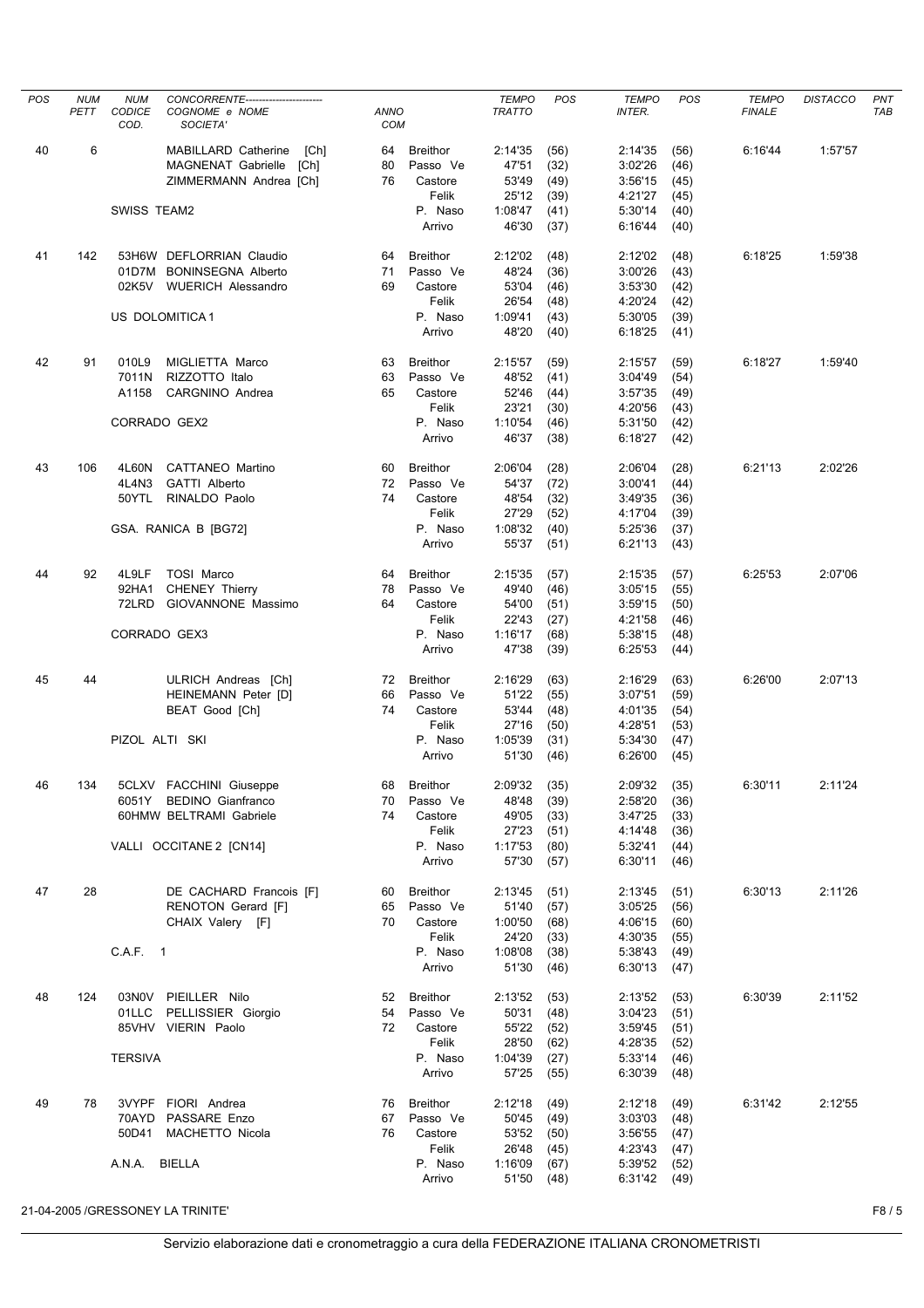| POS | NUM PETT | NUM CODICE COD. | CONCORRENTE---------------------- COGNOME e NOME SOCIETA' | ANNO COM | | TEMPO TRATTO | POS | TEMPO INTER. | POS | TEMPO FINALE | DISTACCO | PNT TAB |
|---|---|---|---|---|---|---|---|---|---|---|---|---|
| 40 | 6 | | MABILLARD Catherine [Ch] | 64 | Breithor | 2:14'35 | (56) | 2:14'35 | (56) | 6:16'44 | 1:57'57 | |
| | | | MAGNENAT Gabrielle [Ch] | 80 | Passo Ve | 47'51 | (32) | 3:02'26 | (46) | | | |
| | | | ZIMMERMANN Andrea [Ch] | 76 | Castore | 53'49 | (49) | 3:56'15 | (45) | | | |
| | | | | | Felik | 25'12 | (39) | 4:21'27 | (45) | | | |
| | | | SWISS TEAM2 | | P. Naso | 1:08'47 | (41) | 5:30'14 | (40) | | | |
| | | | | | Arrivo | 46'30 | (37) | 6:16'44 | (40) | | | |
| 41 | 142 | 53H6W | DEFLORRIAN Claudio | 64 | Breithor | 2:12'02 | (48) | 2:12'02 | (48) | 6:18'25 | 1:59'38 | |
| | | 01D7M | BONINSEGNA Alberto | 71 | Passo Ve | 48'24 | (36) | 3:00'26 | (43) | | | |
| | | 02K5V | WUERICH Alessandro | 69 | Castore | 53'04 | (46) | 3:53'30 | (42) | | | |
| | | | | | Felik | 26'54 | (48) | 4:20'24 | (42) | | | |
| | | | US DOLOMITICA 1 | | P. Naso | 1:09'41 | (43) | 5:30'05 | (39) | | | |
| | | | | | Arrivo | 48'20 | (40) | 6:18'25 | (41) | | | |
| 42 | 91 | 010L9 | MIGLIETTA Marco | 63 | Breithor | 2:15'57 | (59) | 2:15'57 | (59) | 6:18'27 | 1:59'40 | |
| | | 7011N | RIZZOTTO Italo | 63 | Passo Ve | 48'52 | (41) | 3:04'49 | (54) | | | |
| | | A1158 | CARGNINO Andrea | 65 | Castore | 52'46 | (44) | 3:57'35 | (49) | | | |
| | | | | | Felik | 23'21 | (30) | 4:20'56 | (43) | | | |
| | | | CORRADO GEX2 | | P. Naso | 1:10'54 | (46) | 5:31'50 | (42) | | | |
| | | | | | Arrivo | 46'37 | (38) | 6:18'27 | (42) | | | |
| 43 | 106 | 4L60N | CATTANEO Martino | 60 | Breithor | 2:06'04 | (28) | 2:06'04 | (28) | 6:21'13 | 2:02'26 | |
| | | 4L4N3 | GATTI Alberto | 72 | Passo Ve | 54'37 | (72) | 3:00'41 | (44) | | | |
| | | 50YTL | RINALDO Paolo | 74 | Castore | 48'54 | (32) | 3:49'35 | (36) | | | |
| | | | | | Felik | 27'29 | (52) | 4:17'04 | (39) | | | |
| | | | GSA. RANICA B [BG72] | | P. Naso | 1:08'32 | (40) | 5:25'36 | (37) | | | |
| | | | | | Arrivo | 55'37 | (51) | 6:21'13 | (43) | | | |
| 44 | 92 | 4L9LF | TOSI Marco | 64 | Breithor | 2:15'35 | (57) | 2:15'35 | (57) | 6:25'53 | 2:07'06 | |
| | | 92HA1 | CHENEY Thierry | 78 | Passo Ve | 49'40 | (46) | 3:05'15 | (55) | | | |
| | | 72LRD | GIOVANNONE Massimo | 64 | Castore | 54'00 | (51) | 3:59'15 | (50) | | | |
| | | | | | Felik | 22'43 | (27) | 4:21'58 | (46) | | | |
| | | | CORRADO GEX3 | | P. Naso | 1:16'17 | (68) | 5:38'15 | (48) | | | |
| | | | | | Arrivo | 47'38 | (39) | 6:25'53 | (44) | | | |
| 45 | 44 | | ULRICH Andreas [Ch] | 72 | Breithor | 2:16'29 | (63) | 2:16'29 | (63) | 6:26'00 | 2:07'13 | |
| | | | HEINEMANN Peter [D] | 66 | Passo Ve | 51'22 | (55) | 3:07'51 | (59) | | | |
| | | | BEAT Good [Ch] | 74 | Castore | 53'44 | (48) | 4:01'35 | (54) | | | |
| | | | | | Felik | 27'16 | (50) | 4:28'51 | (53) | | | |
| | | | PIZOL ALTI SKI | | P. Naso | 1:05'39 | (31) | 5:34'30 | (47) | | | |
| | | | | | Arrivo | 51'30 | (46) | 6:26'00 | (45) | | | |
| 46 | 134 | 5CLXV | FACCHINI Giuseppe | 68 | Breithor | 2:09'32 | (35) | 2:09'32 | (35) | 6:30'11 | 2:11'24 | |
| | | 6051Y | BEDINO Gianfranco | 70 | Passo Ve | 48'48 | (39) | 2:58'20 | (36) | | | |
| | | 60HMW | BELTRAMI Gabriele | 74 | Castore | 49'05 | (33) | 3:47'25 | (33) | | | |
| | | | | | Felik | 27'23 | (51) | 4:14'48 | (36) | | | |
| | | | VALLI OCCITANE 2 [CN14] | | P. Naso | 1:17'53 | (80) | 5:32'41 | (44) | | | |
| | | | | | Arrivo | 57'30 | (57) | 6:30'11 | (46) | | | |
| 47 | 28 | | DE CACHARD Francois [F] | 60 | Breithor | 2:13'45 | (51) | 2:13'45 | (51) | 6:30'13 | 2:11'26 | |
| | | | RENOTON Gerard [F] | 65 | Passo Ve | 51'40 | (57) | 3:05'25 | (56) | | | |
| | | | CHAIX Valery [F] | 70 | Castore | 1:00'50 | (68) | 4:06'15 | (60) | | | |
| | | | | | Felik | 24'20 | (33) | 4:30'35 | (55) | | | |
| | | | C.A.F. 1 | | P. Naso | 1:08'08 | (38) | 5:38'43 | (49) | | | |
| | | | | | Arrivo | 51'30 | (46) | 6:30'13 | (47) | | | |
| 48 | 124 | 03N0V | PIEILLER Nilo | 52 | Breithor | 2:13'52 | (53) | 2:13'52 | (53) | 6:30'39 | 2:11'52 | |
| | | 01LLC | PELLISSIER Giorgio | 54 | Passo Ve | 50'31 | (48) | 3:04'23 | (51) | | | |
| | | 85VHV | VIERIN Paolo | 72 | Castore | 55'22 | (52) | 3:59'45 | (51) | | | |
| | | | | | Felik | 28'50 | (62) | 4:28'35 | (52) | | | |
| | | | TERSIVA | | P. Naso | 1:04'39 | (27) | 5:33'14 | (46) | | | |
| | | | | | Arrivo | 57'25 | (55) | 6:30'39 | (48) | | | |
| 49 | 78 | 3VYPF | FIORI Andrea | 76 | Breithor | 2:12'18 | (49) | 2:12'18 | (49) | 6:31'42 | 2:12'55 | |
| | | 70AYD | PASSARE Enzo | 67 | Passo Ve | 50'45 | (49) | 3:03'03 | (48) | | | |
| | | 50D41 | MACHETTO Nicola | 76 | Castore | 53'52 | (50) | 3:56'55 | (47) | | | |
| | | | | | Felik | 26'48 | (45) | 4:23'43 | (47) | | | |
| | | | A.N.A. BIELLA | | P. Naso | 1:16'09 | (67) | 5:39'52 | (52) | | | |
| | | | | | Arrivo | 51'50 | (48) | 6:31'42 | (49) | | | |

21-04-2005 /GRESSONEY LA TRINITE'

Servizio elaborazione dati e cronometraggio a cura della FEDERAZIONE ITALIANA CRONOMETRISTI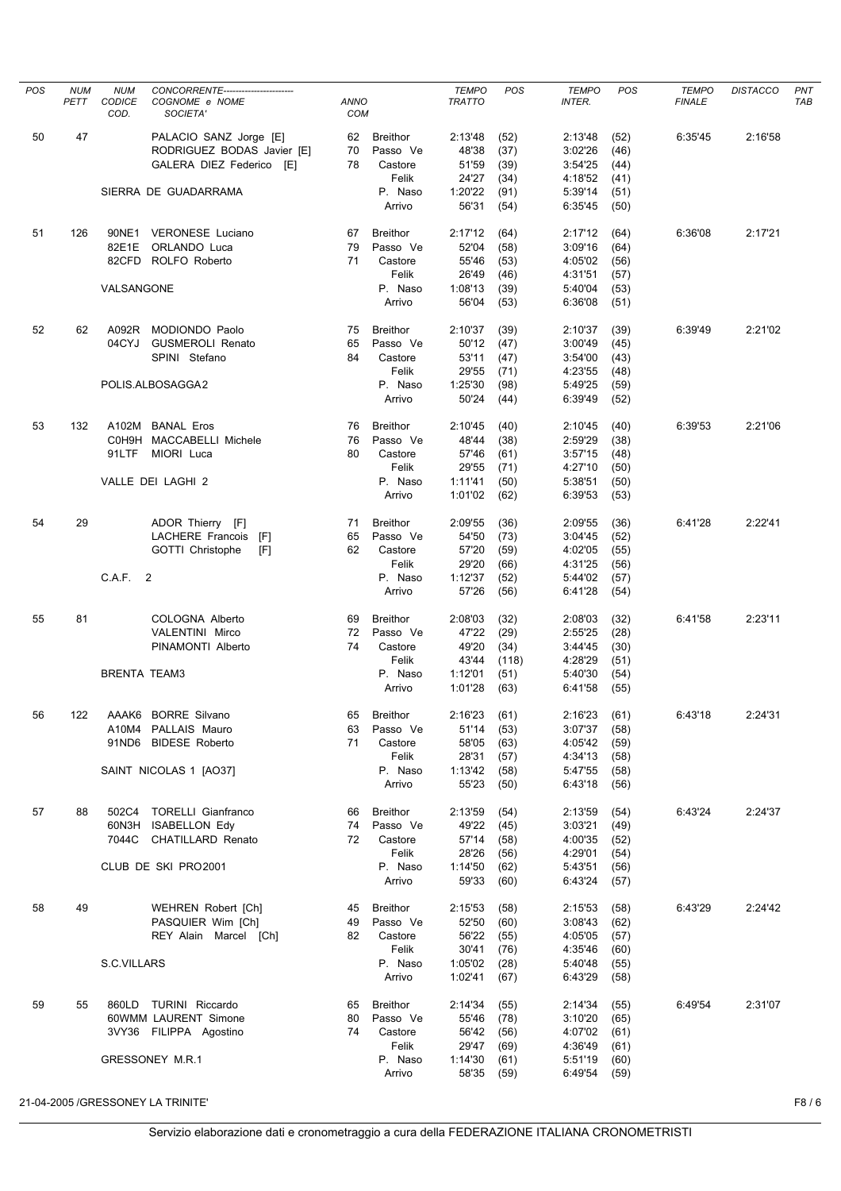| POS | NUM PETT | NUM CODICE COD. | CONCORRENTE COGNOME e NOME SOCIETA' | ANNO COM | | TEMPO TRATTO | POS | TEMPO INTER. | POS | TEMPO FINALE | DISTACCO | PNT TAB |
|---|---|---|---|---|---|---|---|---|---|---|---|---|
| 50 | 47 | | PALACIO SANZ Jorge [E] | 62 | Breithor | 2:13'48 | (52) | 2:13'48 | (52) | 6:35'45 | 2:16'58 | |
| | | | RODRIGUEZ BODAS Javier [E] | 70 | Passo Ve | 48'38 | (37) | 3:02'26 | (46) | | | |
| | | | GALERA DIEZ Federico [E] | 78 | Castore | 51'59 | (39) | 3:54'25 | (44) | | | |
| | | | | | Felik | 24'27 | (34) | 4:18'52 | (41) | | | |
| | | | SIERRA DE GUADARRAMA | | P. Naso | 1:20'22 | (91) | 5:39'14 | (51) | | | |
| | | | | | Arrivo | 56'31 | (54) | 6:35'45 | (50) | | | |
| 51 | 126 | 90NE1 | VERONESE Luciano | 67 | Breithor | 2:17'12 | (64) | 2:17'12 | (64) | 6:36'08 | 2:17'21 | |
| | | 82E1E | ORLANDO Luca | 79 | Passo Ve | 52'04 | (58) | 3:09'16 | (64) | | | |
| | | 82CFD | ROLFO Roberto | 71 | Castore | 55'46 | (53) | 4:05'02 | (56) | | | |
| | | | | | Felik | 26'49 | (46) | 4:31'51 | (57) | | | |
| | | | VALSANGONE | | P. Naso | 1:08'13 | (39) | 5:40'04 | (53) | | | |
| | | | | | Arrivo | 56'04 | (53) | 6:36'08 | (51) | | | |
| 52 | 62 | A092R | MODIONDO Paolo | 75 | Breithor | 2:10'37 | (39) | 2:10'37 | (39) | 6:39'49 | 2:21'02 | |
| | | 04CYJ | GUSMEROLI Renato | 65 | Passo Ve | 50'12 | (47) | 3:00'49 | (45) | | | |
| | | | SPINI Stefano | 84 | Castore | 53'11 | (47) | 3:54'00 | (43) | | | |
| | | | | | Felik | 29'55 | (71) | 4:23'55 | (48) | | | |
| | | | POLIS.ALBOSAGGA2 | | P. Naso | 1:25'30 | (98) | 5:49'25 | (59) | | | |
| | | | | | Arrivo | 50'24 | (44) | 6:39'49 | (52) | | | |
| 53 | 132 | A102M | BANAL Eros | 76 | Breithor | 2:10'45 | (40) | 2:10'45 | (40) | 6:39'53 | 2:21'06 | |
| | | C0H9H | MACCABELLI Michele | 76 | Passo Ve | 48'44 | (38) | 2:59'29 | (38) | | | |
| | | 91LTF | MIORI Luca | 80 | Castore | 57'46 | (61) | 3:57'15 | (48) | | | |
| | | | | | Felik | 29'55 | (71) | 4:27'10 | (50) | | | |
| | | | VALLE DEI LAGHI 2 | | P. Naso | 1:11'41 | (50) | 5:38'51 | (50) | | | |
| | | | | | Arrivo | 1:01'02 | (62) | 6:39'53 | (53) | | | |
| 54 | 29 | | ADOR Thierry [F] | 71 | Breithor | 2:09'55 | (36) | 2:09'55 | (36) | 6:41'28 | 2:22'41 | |
| | | | LACHERE Francois [F] | 65 | Passo Ve | 54'50 | (73) | 3:04'45 | (52) | | | |
| | | | GOTTI Christophe [F] | 62 | Castore | 57'20 | (59) | 4:02'05 | (55) | | | |
| | | | | | Felik | 29'20 | (66) | 4:31'25 | (56) | | | |
| | | | C.A.F. 2 | | P. Naso | 1:12'37 | (52) | 5:44'02 | (57) | | | |
| | | | | | Arrivo | 57'26 | (56) | 6:41'28 | (54) | | | |
| 55 | 81 | | COLOGNA Alberto | 69 | Breithor | 2:08'03 | (32) | 2:08'03 | (32) | 6:41'58 | 2:23'11 | |
| | | | VALENTINI Mirco | 72 | Passo Ve | 47'22 | (29) | 2:55'25 | (28) | | | |
| | | | PINAMONTI Alberto | 74 | Castore | 49'20 | (34) | 3:44'45 | (30) | | | |
| | | | | | Felik | 43'44 | (118) | 4:28'29 | (51) | | | |
| | | | BRENTA TEAM3 | | P. Naso | 1:12'01 | (51) | 5:40'30 | (54) | | | |
| | | | | | Arrivo | 1:01'28 | (63) | 6:41'58 | (55) | | | |
| 56 | 122 | AAAK6 | BORRE Silvano | 65 | Breithor | 2:16'23 | (61) | 2:16'23 | (61) | 6:43'18 | 2:24'31 | |
| | | A10M4 | PALLAIS Mauro | 63 | Passo Ve | 51'14 | (53) | 3:07'37 | (58) | | | |
| | | 91ND6 | BIDESE Roberto | 71 | Castore | 58'05 | (63) | 4:05'42 | (59) | | | |
| | | | | | Felik | 28'31 | (57) | 4:34'13 | (58) | | | |
| | | | SAINT NICOLAS 1 [AO37] | | P. Naso | 1:13'42 | (58) | 5:47'55 | (58) | | | |
| | | | | | Arrivo | 55'23 | (50) | 6:43'18 | (56) | | | |
| 57 | 88 | 502C4 | TORELLI Gianfranco | 66 | Breithor | 2:13'59 | (54) | 2:13'59 | (54) | 6:43'24 | 2:24'37 | |
| | | 60N3H | ISABELLON Edy | 74 | Passo Ve | 49'22 | (45) | 3:03'21 | (49) | | | |
| | | 7044C | CHATILLARD Renato | 72 | Castore | 57'14 | (58) | 4:00'35 | (52) | | | |
| | | | | | Felik | 28'26 | (56) | 4:29'01 | (54) | | | |
| | | | CLUB DE SKI PRO2001 | | P. Naso | 1:14'50 | (62) | 5:43'51 | (56) | | | |
| | | | | | Arrivo | 59'33 | (60) | 6:43'24 | (57) | | | |
| 58 | 49 | | WEHREN Robert [Ch] | 45 | Breithor | 2:15'53 | (58) | 2:15'53 | (58) | 6:43'29 | 2:24'42 | |
| | | | PASQUIER Wim [Ch] | 49 | Passo Ve | 52'50 | (60) | 3:08'43 | (62) | | | |
| | | | REY Alain Marcel [Ch] | 82 | Castore | 56'22 | (55) | 4:05'05 | (57) | | | |
| | | | | | Felik | 30'41 | (76) | 4:35'46 | (60) | | | |
| | | | S.C.VILLARS | | P. Naso | 1:05'02 | (28) | 5:40'48 | (55) | | | |
| | | | | | Arrivo | 1:02'41 | (67) | 6:43'29 | (58) | | | |
| 59 | 55 | 860LD | TURINI Riccardo | 65 | Breithor | 2:14'34 | (55) | 2:14'34 | (55) | 6:49'54 | 2:31'07 | |
| | | 60WMM | LAURENT Simone | 80 | Passo Ve | 55'46 | (78) | 3:10'20 | (65) | | | |
| | | 3VY36 | FILIPPA Agostino | 74 | Castore | 56'42 | (56) | 4:07'02 | (61) | | | |
| | | | | | Felik | 29'47 | (69) | 4:36'49 | (61) | | | |
| | | | GRESSONEY M.R.1 | | P. Naso | 1:14'30 | (61) | 5:51'19 | (60) | | | |
| | | | | | Arrivo | 58'35 | (59) | 6:49'54 | (59) | | | |

21-04-2005 /GRESSONEY LA TRINITE'

Servizio elaborazione dati e cronometraggio a cura della FEDERAZIONE ITALIANA CRONOMETRISTI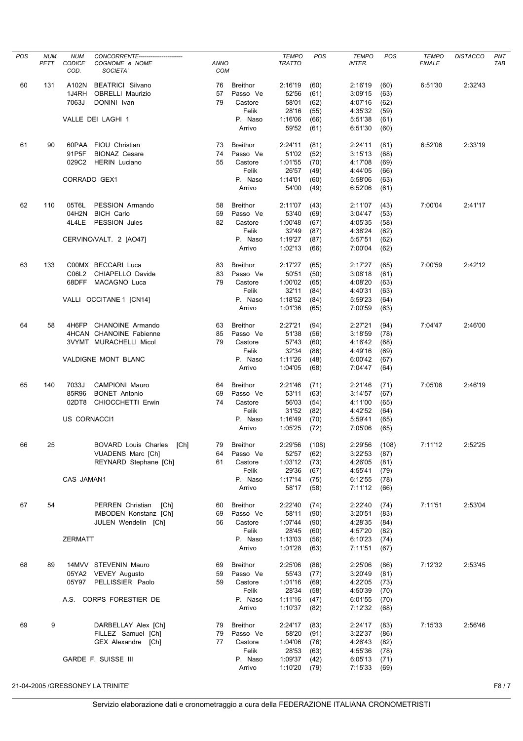| POS | NUM PETT | NUM CODICE COD. | CONCORRENTE---------------------- COGNOME e NOME SOCIETA' | ANNO COM | | TEMPO TRATTO | POS | TEMPO INTER. | POS | TEMPO FINALE | DISTACCO | PNT TAB |
|---|---|---|---|---|---|---|---|---|---|---|---|---|
| 60 | 131 | A102N | BEATRICI Silvano | 76 | Breithor | 2:16'19 | (60) | 2:16'19 | (60) | 6:51'30 | 2:32'43 | |
| | | 1J4RH | OBRELLI Maurizio | 57 | Passo Ve | 52'56 | (61) | 3:09'15 | (63) | | | |
| | | 7063J | DONINI Ivan | 79 | Castore | 58'01 | (62) | 4:07'16 | (62) | | | |
| | | | | | Felik | 28'16 | (55) | 4:35'32 | (59) | | | |
| | | | VALLE DEI LAGHI 1 | | P. Naso | 1:16'06 | (66) | 5:51'38 | (61) | | | |
| | | | | | Arrivo | 59'52 | (61) | 6:51'30 | (60) | | | |
| 61 | 90 | 60PAA | FIOU Christian | 73 | Breithor | 2:24'11 | (81) | 2:24'11 | (81) | 6:52'06 | 2:33'19 | |
| | | 91P5F | BIONAZ Cesare | 74 | Passo Ve | 51'02 | (52) | 3:15'13 | (68) | | | |
| | | 029C2 | HERIN Luciano | 55 | Castore | 1:01'55 | (70) | 4:17'08 | (69) | | | |
| | | | | | Felik | 26'57 | (49) | 4:44'05 | (66) | | | |
| | | | CORRADO GEX1 | | P. Naso | 1:14'01 | (60) | 5:58'06 | (63) | | | |
| | | | | | Arrivo | 54'00 | (49) | 6:52'06 | (61) | | | |
| 62 | 110 | 05T6L | PESSION Armando | 58 | Breithor | 2:11'07 | (43) | 2:11'07 | (43) | 7:00'04 | 2:41'17 | |
| | | 04H2N | BICH Carlo | 59 | Passo Ve | 53'40 | (69) | 3:04'47 | (53) | | | |
| | | 4L4LE | PESSION Jules | 82 | Castore | 1:00'48 | (67) | 4:05'35 | (58) | | | |
| | | | | | Felik | 32'49 | (87) | 4:38'24 | (62) | | | |
| | | | CERVINO/VALT. 2 [AO47] | | P. Naso | 1:19'27 | (87) | 5:57'51 | (62) | | | |
| | | | | | Arrivo | 1:02'13 | (66) | 7:00'04 | (62) | | | |
| 63 | 133 | C00MX | BECCARI Luca | 83 | Breithor | 2:17'27 | (65) | 2:17'27 | (65) | 7:00'59 | 2:42'12 | |
| | | C06L2 | CHIAPELLO Davide | 83 | Passo Ve | 50'51 | (50) | 3:08'18 | (61) | | | |
| | | 68DFF | MACAGNO Luca | 79 | Castore | 1:00'02 | (65) | 4:08'20 | (63) | | | |
| | | | | | Felik | 32'11 | (84) | 4:40'31 | (63) | | | |
| | | | VALLI OCCITANE 1 [CN14] | | P. Naso | 1:18'52 | (84) | 5:59'23 | (64) | | | |
| | | | | | Arrivo | 1:01'36 | (65) | 7:00'59 | (63) | | | |
| 64 | 58 | 4H6FP | CHANOINE Armando | 63 | Breithor | 2:27'21 | (94) | 2:27'21 | (94) | 7:04'47 | 2:46'00 | |
| | | 4HCAN | CHANOINE Fabienne | 85 | Passo Ve | 51'38 | (56) | 3:18'59 | (78) | | | |
| | | 3VYMT | MURACHELLI Micol | 79 | Castore | 57'43 | (60) | 4:16'42 | (68) | | | |
| | | | | | Felik | 32'34 | (86) | 4:49'16 | (69) | | | |
| | | | VALDIGNE MONT BLANC | | P. Naso | 1:11'26 | (48) | 6:00'42 | (67) | | | |
| | | | | | Arrivo | 1:04'05 | (68) | 7:04'47 | (64) | | | |
| 65 | 140 | 7033J | CAMPIONI Mauro | 64 | Breithor | 2:21'46 | (71) | 2:21'46 | (71) | 7:05'06 | 2:46'19 | |
| | | 85R96 | BONET Antonio | 69 | Passo Ve | 53'11 | (63) | 3:14'57 | (67) | | | |
| | | 02DT8 | CHIOCCHETTI Erwin | 74 | Castore | 56'03 | (54) | 4:11'00 | (65) | | | |
| | | | | | Felik | 31'52 | (82) | 4:42'52 | (64) | | | |
| | | | US CORNACCI1 | | P. Naso | 1:16'49 | (70) | 5:59'41 | (65) | | | |
| | | | | | Arrivo | 1:05'25 | (72) | 7:05'06 | (65) | | | |
| 66 | 25 | | BOVARD Louis Charles [Ch] | 79 | Breithor | 2:29'56 | (108) | 2:29'56 | (108) | 7:11'12 | 2:52'25 | |
| | | | VUADENS Marc [Ch] | 64 | Passo Ve | 52'57 | (62) | 3:22'53 | (87) | | | |
| | | | REYNARD Stephane [Ch] | 61 | Castore | 1:03'12 | (73) | 4:26'05 | (81) | | | |
| | | | | | Felik | 29'36 | (67) | 4:55'41 | (79) | | | |
| | | | CAS JAMAN1 | | P. Naso | 1:17'14 | (75) | 6:12'55 | (78) | | | |
| | | | | | Arrivo | 58'17 | (58) | 7:11'12 | (66) | | | |
| 67 | 54 | | PERREN Christian [Ch] | 60 | Breithor | 2:22'40 | (74) | 2:22'40 | (74) | 7:11'51 | 2:53'04 | |
| | | | IMBODEN Konstanz [Ch] | 69 | Passo Ve | 58'11 | (90) | 3:20'51 | (83) | | | |
| | | | JULEN Wendelin [Ch] | 56 | Castore | 1:07'44 | (90) | 4:28'35 | (84) | | | |
| | | | | | Felik | 28'45 | (60) | 4:57'20 | (82) | | | |
| | | | ZERMATT | | P. Naso | 1:13'03 | (56) | 6:10'23 | (74) | | | |
| | | | | | Arrivo | 1:01'28 | (63) | 7:11'51 | (67) | | | |
| 68 | 89 | 14MVV | STEVENIN Mauro | 69 | Breithor | 2:25'06 | (86) | 2:25'06 | (86) | 7:12'32 | 2:53'45 | |
| | | 05YA2 | VEVEY Augusto | 59 | Passo Ve | 55'43 | (77) | 3:20'49 | (81) | | | |
| | | 05Y97 | PELLISSIER Paolo | 59 | Castore | 1:01'16 | (69) | 4:22'05 | (73) | | | |
| | | | | | Felik | 28'34 | (58) | 4:50'39 | (70) | | | |
| | | | A.S. CORPS FORESTIER DE | | P. Naso | 1:11'16 | (47) | 6:01'55 | (70) | | | |
| | | | | | Arrivo | 1:10'37 | (82) | 7:12'32 | (68) | | | |
| 69 | 9 | | DARBELLAY Alex [Ch] | 79 | Breithor | 2:24'17 | (83) | 2:24'17 | (83) | 7:15'33 | 2:56'46 | |
| | | | FILLEZ Samuel [Ch] | 79 | Passo Ve | 58'20 | (91) | 3:22'37 | (86) | | | |
| | | | GEX Alexandre [Ch] | 77 | Castore | 1:04'06 | (76) | 4:26'43 | (82) | | | |
| | | | | | Felik | 28'53 | (63) | 4:55'36 | (78) | | | |
| | | | GARDE F. SUISSE III | | P. Naso | 1:09'37 | (42) | 6:05'13 | (71) | | | |
| | | | | | Arrivo | 1:10'20 | (79) | 7:15'33 | (69) | | | |

21-04-2005 /GRESSONEY LA TRINITE'

Servizio elaborazione dati e cronometraggio a cura della FEDERAZIONE ITALIANA CRONOMETRISTI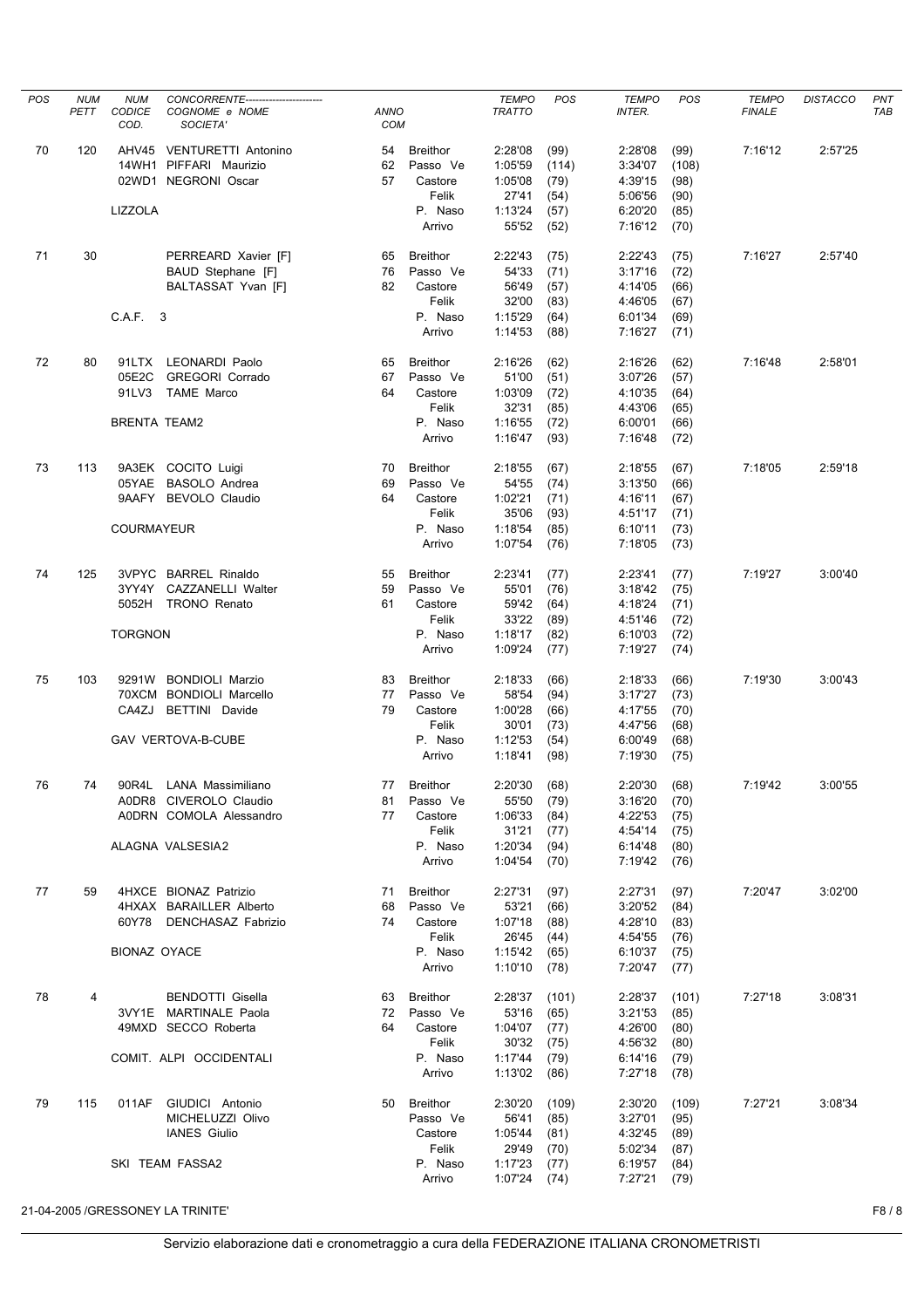| POS | NUM PETT | NUM CODICE COD. | CONCORRENTE------------------ COGNOME e NOME SOCIETA' | ANNO COM | | TEMPO TRATTO | POS | TEMPO INTER. | POS | TEMPO FINALE | DISTACCO | PNT TAB |
|---|---|---|---|---|---|---|---|---|---|---|---|---|
| 70 | 120 | AHV45 | VENTURETTI Antonino | 54 | Breithor | 2:28'08 | (99) | 2:28'08 | (99) | 7:16'12 | 2:57'25 | |
| | | 14WH1 | PIFFARI Maurizio | 62 | Passo Ve | 1:05'59 | (114) | 3:34'07 | (108) | | | |
| | | 02WD1 | NEGRONI Oscar | 57 | Castore | 1:05'08 | (79) | 4:39'15 | (98) | | | |
| | | | | | Felik | 27'41 | (54) | 5:06'56 | (90) | | | |
| | | LIZZOLA | | | P. Naso | 1:13'24 | (57) | 6:20'20 | (85) | | | |
| | | | | | Arrivo | 55'52 | (52) | 7:16'12 | (70) | | | |
| 71 | 30 | | PERREARD Xavier [F] | 65 | Breithor | 2:22'43 | (75) | 2:22'43 | (75) | 7:16'27 | 2:57'40 | |
| | | | BAUD Stephane [F] | 76 | Passo Ve | 54'33 | (71) | 3:17'16 | (72) | | | |
| | | | BALTASSAT Yvan [F] | 82 | Castore | 56'49 | (57) | 4:14'05 | (66) | | | |
| | | | | | Felik | 32'00 | (83) | 4:46'05 | (67) | | | |
| | | C.A.F. 3 | | | P. Naso | 1:15'29 | (64) | 6:01'34 | (69) | | | |
| | | | | | Arrivo | 1:14'53 | (88) | 7:16'27 | (71) | | | |
| 72 | 80 | 91LTX | LEONARDI Paolo | 65 | Breithor | 2:16'26 | (62) | 2:16'26 | (62) | 7:16'48 | 2:58'01 | |
| | | 05E2C | GREGORI Corrado | 67 | Passo Ve | 51'00 | (51) | 3:07'26 | (57) | | | |
| | | 91LV3 | TAME Marco | 64 | Castore | 1:03'09 | (72) | 4:10'35 | (64) | | | |
| | | | | | Felik | 32'31 | (85) | 4:43'06 | (65) | | | |
| | | BRENTA TEAM2 | | | P. Naso | 1:16'55 | (72) | 6:00'01 | (66) | | | |
| | | | | | Arrivo | 1:16'47 | (93) | 7:16'48 | (72) | | | |
| 73 | 113 | 9A3EK | COCITO Luigi | 70 | Breithor | 2:18'55 | (67) | 2:18'55 | (67) | 7:18'05 | 2:59'18 | |
| | | 05YAE | BASOLO Andrea | 69 | Passo Ve | 54'55 | (74) | 3:13'50 | (66) | | | |
| | | 9AAFY | BEVOLO Claudio | 64 | Castore | 1:02'21 | (71) | 4:16'11 | (67) | | | |
| | | | | | Felik | 35'06 | (93) | 4:51'17 | (71) | | | |
| | | COURMAYEUR | | | P. Naso | 1:18'54 | (85) | 6:10'11 | (73) | | | |
| | | | | | Arrivo | 1:07'54 | (76) | 7:18'05 | (73) | | | |
| 74 | 125 | 3VPYC | BARREL Rinaldo | 55 | Breithor | 2:23'41 | (77) | 2:23'41 | (77) | 7:19'27 | 3:00'40 | |
| | | 3YY4Y | CAZZANELLI Walter | 59 | Passo Ve | 55'01 | (76) | 3:18'42 | (75) | | | |
| | | 5052H | TRONO Renato | 61 | Castore | 59'42 | (64) | 4:18'24 | (71) | | | |
| | | | | | Felik | 33'22 | (89) | 4:51'46 | (72) | | | |
| | | TORGNON | | | P. Naso | 1:18'17 | (82) | 6:10'03 | (72) | | | |
| | | | | | Arrivo | 1:09'24 | (77) | 7:19'27 | (74) | | | |
| 75 | 103 | 9291W | BONDIOLI Marzio | 83 | Breithor | 2:18'33 | (66) | 2:18'33 | (66) | 7:19'30 | 3:00'43 | |
| | | 70XCM | BONDIOLI Marcello | 77 | Passo Ve | 58'54 | (94) | 3:17'27 | (73) | | | |
| | | CA4ZJ | BETTINI Davide | 79 | Castore | 1:00'28 | (66) | 4:17'55 | (70) | | | |
| | | | | | Felik | 30'01 | (73) | 4:47'56 | (68) | | | |
| | | GAV VERTOVA-B-CUBE | | | P. Naso | 1:12'53 | (54) | 6:00'49 | (68) | | | |
| | | | | | Arrivo | 1:18'41 | (98) | 7:19'30 | (75) | | | |
| 76 | 74 | 90R4L | LANA Massimiliano | 77 | Breithor | 2:20'30 | (68) | 2:20'30 | (68) | 7:19'42 | 3:00'55 | |
| | | A0DR8 | CIVEROLO Claudio | 81 | Passo Ve | 55'50 | (79) | 3:16'20 | (70) | | | |
| | | A0DRN | COMOLA Alessandro | 77 | Castore | 1:06'33 | (84) | 4:22'53 | (75) | | | |
| | | | | | Felik | 31'21 | (77) | 4:54'14 | (75) | | | |
| | | ALAGNA VALSESIA2 | | | P. Naso | 1:20'34 | (94) | 6:14'48 | (80) | | | |
| | | | | | Arrivo | 1:04'54 | (70) | 7:19'42 | (76) | | | |
| 77 | 59 | 4HXCE | BIONAZ Patrizio | 71 | Breithor | 2:27'31 | (97) | 2:27'31 | (97) | 7:20'47 | 3:02'00 | |
| | | 4HXAX | BARAILLER Alberto | 68 | Passo Ve | 53'21 | (66) | 3:20'52 | (84) | | | |
| | | 60Y78 | DENCHASAZ Fabrizio | 74 | Castore | 1:07'18 | (88) | 4:28'10 | (83) | | | |
| | | | | | Felik | 26'45 | (44) | 4:54'55 | (76) | | | |
| | | BIONAZ OYACE | | | P. Naso | 1:15'42 | (65) | 6:10'37 | (75) | | | |
| | | | | | Arrivo | 1:10'10 | (78) | 7:20'47 | (77) | | | |
| 78 | 4 | | BENDOTTI Gisella | 63 | Breithor | 2:28'37 | (101) | 2:28'37 | (101) | 7:27'18 | 3:08'31 | |
| | | 3VY1E | MARTINALE Paola | 72 | Passo Ve | 53'16 | (65) | 3:21'53 | (85) | | | |
| | | 49MXD | SECCO Roberta | 64 | Castore | 1:04'07 | (77) | 4:26'00 | (80) | | | |
| | | | | | Felik | 30'32 | (75) | 4:56'32 | (80) | | | |
| | | COMIT. ALPI OCCIDENTALI | | | P. Naso | 1:17'44 | (79) | 6:14'16 | (79) | | | |
| | | | | | Arrivo | 1:13'02 | (86) | 7:27'18 | (78) | | | |
| 79 | 115 | 011AF | GIUDICI Antonio | 50 | Breithor | 2:30'20 | (109) | 2:30'20 | (109) | 7:27'21 | 3:08'34 | |
| | | | MICHELUZZI Olivo | | Passo Ve | 56'41 | (85) | 3:27'01 | (95) | | | |
| | | | IANES Giulio | | Castore | 1:05'44 | (81) | 4:32'45 | (89) | | | |
| | | | | | Felik | 29'49 | (70) | 5:02'34 | (87) | | | |
| | | SKI TEAM FASSA2 | | | P. Naso | 1:17'23 | (77) | 6:19'57 | (84) | | | |
| | | | | | Arrivo | 1:07'24 | (74) | 7:27'21 | (79) | | | |

21-04-2005 /GRESSONEY LA TRINITE'

Servizio elaborazione dati e cronometraggio a cura della FEDERAZIONE ITALIANA CRONOMETRISTI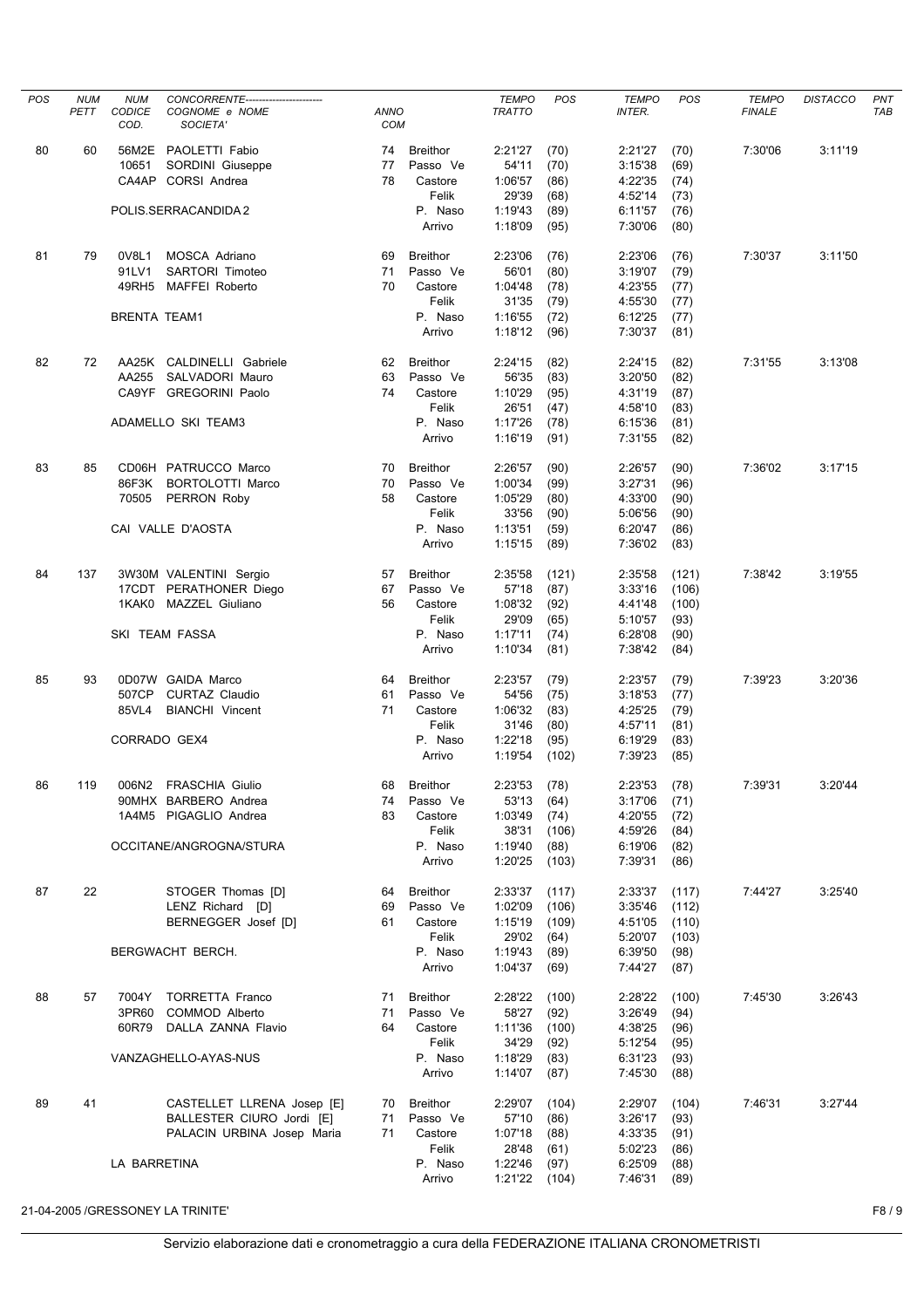| POS | NUM PETT | NUM CODICE COD. | CONCORRENTE---------------------- COGNOME e NOME SOCIETA' | ANNO COM | | TEMPO TRATTO | POS | TEMPO INTER. | POS | TEMPO FINALE | DISTACCO | PNT TAB |
|---|---|---|---|---|---|---|---|---|---|---|---|---|
| 80 | 60 | 56M2E | PAOLETTI Fabio | 74 | Breithor | 2:21'27 | (70) | 2:21'27 | (70) | 7:30'06 | 3:11'19 | |
| | | 10651 | SORDINI Giuseppe | 77 | Passo Ve | 54'11 | (70) | 3:15'38 | (69) | | | |
| | | CA4AP | CORSI Andrea | 78 | Castore | 1:06'57 | (86) | 4:22'35 | (74) | | | |
| | | | | | Felik | 29'39 | (68) | 4:52'14 | (73) | | | |
| | | | POLIS.SERRACANDIDA 2 | | P. Naso | 1:19'43 | (89) | 6:11'57 | (76) | | | |
| | | | | | Arrivo | 1:18'09 | (95) | 7:30'06 | (80) | | | |
| 81 | 79 | 0V8L1 | MOSCA Adriano | 69 | Breithor | 2:23'06 | (76) | 2:23'06 | (76) | 7:30'37 | 3:11'50 | |
| | | 91LV1 | SARTORI Timoteo | 71 | Passo Ve | 56'01 | (80) | 3:19'07 | (79) | | | |
| | | 49RH5 | MAFFEI Roberto | 70 | Castore | 1:04'48 | (78) | 4:23'55 | (77) | | | |
| | | | | | Felik | 31'35 | (79) | 4:55'30 | (77) | | | |
| | | | BRENTA TEAM1 | | P. Naso | 1:16'55 | (72) | 6:12'25 | (77) | | | |
| | | | | | Arrivo | 1:18'12 | (96) | 7:30'37 | (81) | | | |
| 82 | 72 | AA25K | CALDINELLI Gabriele | 62 | Breithor | 2:24'15 | (82) | 2:24'15 | (82) | 7:31'55 | 3:13'08 | |
| | | AA255 | SALVADORI Mauro | 63 | Passo Ve | 56'35 | (83) | 3:20'50 | (82) | | | |
| | | CA9YF | GREGORINI Paolo | 74 | Castore | 1:10'29 | (95) | 4:31'19 | (87) | | | |
| | | | | | Felik | 26'51 | (47) | 4:58'10 | (83) | | | |
| | | | ADAMELLO SKI TEAM3 | | P. Naso | 1:17'26 | (78) | 6:15'36 | (81) | | | |
| | | | | | Arrivo | 1:16'19 | (91) | 7:31'55 | (82) | | | |
| 83 | 85 | CD06H | PATRUCCO Marco | 70 | Breithor | 2:26'57 | (90) | 2:26'57 | (90) | 7:36'02 | 3:17'15 | |
| | | 86F3K | BORTOLOTTI Marco | 70 | Passo Ve | 1:00'34 | (99) | 3:27'31 | (96) | | | |
| | | 70505 | PERRON Roby | 58 | Castore | 1:05'29 | (80) | 4:33'00 | (90) | | | |
| | | | | | Felik | 33'56 | (90) | 5:06'56 | (90) | | | |
| | | | CAI VALLE D'AOSTA | | P. Naso | 1:13'51 | (59) | 6:20'47 | (86) | | | |
| | | | | | Arrivo | 1:15'15 | (89) | 7:36'02 | (83) | | | |
| 84 | 137 | 3W30M | VALENTINI Sergio | 57 | Breithor | 2:35'58 | (121) | 2:35'58 | (121) | 7:38'42 | 3:19'55 | |
| | | 17CDT | PERATHONER Diego | 67 | Passo Ve | 57'18 | (87) | 3:33'16 | (106) | | | |
| | | 1KAK0 | MAZZEL Giuliano | 56 | Castore | 1:08'32 | (92) | 4:41'48 | (100) | | | |
| | | | | | Felik | 29'09 | (65) | 5:10'57 | (93) | | | |
| | | | SKI TEAM FASSA | | P. Naso | 1:17'11 | (74) | 6:28'08 | (90) | | | |
| | | | | | Arrivo | 1:10'34 | (81) | 7:38'42 | (84) | | | |
| 85 | 93 | 0D07W | GAIDA Marco | 64 | Breithor | 2:23'57 | (79) | 2:23'57 | (79) | 7:39'23 | 3:20'36 | |
| | | 507CP | CURTAZ Claudio | 61 | Passo Ve | 54'56 | (75) | 3:18'53 | (77) | | | |
| | | 85VL4 | BIANCHI Vincent | 71 | Castore | 1:06'32 | (83) | 4:25'25 | (79) | | | |
| | | | | | Felik | 31'46 | (80) | 4:57'11 | (81) | | | |
| | | | CORRADO GEX4 | | P. Naso | 1:22'18 | (95) | 6:19'29 | (83) | | | |
| | | | | | Arrivo | 1:19'54 | (102) | 7:39'23 | (85) | | | |
| 86 | 119 | 006N2 | FRASCHIA Giulio | 68 | Breithor | 2:23'53 | (78) | 2:23'53 | (78) | 7:39'31 | 3:20'44 | |
| | | 90MHX | BARBERO Andrea | 74 | Passo Ve | 53'13 | (64) | 3:17'06 | (71) | | | |
| | | 1A4M5 | PIGAGLIO Andrea | 83 | Castore | 1:03'49 | (74) | 4:20'55 | (72) | | | |
| | | | | | Felik | 38'31 | (106) | 4:59'26 | (84) | | | |
| | | | OCCITANE/ANGROGNA/STURA | | P. Naso | 1:19'40 | (88) | 6:19'06 | (82) | | | |
| | | | | | Arrivo | 1:20'25 | (103) | 7:39'31 | (86) | | | |
| 87 | 22 | | STOGER Thomas [D] | 64 | Breithor | 2:33'37 | (117) | 2:33'37 | (117) | 7:44'27 | 3:25'40 | |
| | | | LENZ Richard [D] | 69 | Passo Ve | 1:02'09 | (106) | 3:35'46 | (112) | | | |
| | | | BERNEGGER Josef [D] | 61 | Castore | 1:15'19 | (109) | 4:51'05 | (110) | | | |
| | | | | | Felik | 29'02 | (64) | 5:20'07 | (103) | | | |
| | | | BERGWACHT BERCH. | | P. Naso | 1:19'43 | (89) | 6:39'50 | (98) | | | |
| | | | | | Arrivo | 1:04'37 | (69) | 7:44'27 | (87) | | | |
| 88 | 57 | 7004Y | TORRETTA Franco | 71 | Breithor | 2:28'22 | (100) | 2:28'22 | (100) | 7:45'30 | 3:26'43 | |
| | | 3PR60 | COMMOD Alberto | 71 | Passo Ve | 58'27 | (92) | 3:26'49 | (94) | | | |
| | | 60R79 | DALLA ZANNA Flavio | 64 | Castore | 1:11'36 | (100) | 4:38'25 | (96) | | | |
| | | | | | Felik | 34'29 | (92) | 5:12'54 | (95) | | | |
| | | | VANZAGHELLO-AYAS-NUS | | P. Naso | 1:18'29 | (83) | 6:31'23 | (93) | | | |
| | | | | | Arrivo | 1:14'07 | (87) | 7:45'30 | (88) | | | |
| 89 | 41 | | CASTELLET LLRENA Josep [E] | 70 | Breithor | 2:29'07 | (104) | 2:29'07 | (104) | 7:46'31 | 3:27'44 | |
| | | | BALLESTER CIURO Jordi [E] | 71 | Passo Ve | 57'10 | (86) | 3:26'17 | (93) | | | |
| | | | PALACIN URBINA Josep Maria | 71 | Castore | 1:07'18 | (88) | 4:33'35 | (91) | | | |
| | | | | | Felik | 28'48 | (61) | 5:02'23 | (86) | | | |
| | | | LA BARRETINA | | P. Naso | 1:22'46 | (97) | 6:25'09 | (88) | | | |
| | | | | | Arrivo | 1:21'22 | (104) | 7:46'31 | (89) | | | |

21-04-2005 /GRESSONEY LA TRINITE'

Servizio elaborazione dati e cronometraggio a cura della FEDERAZIONE ITALIANA CRONOMETRISTI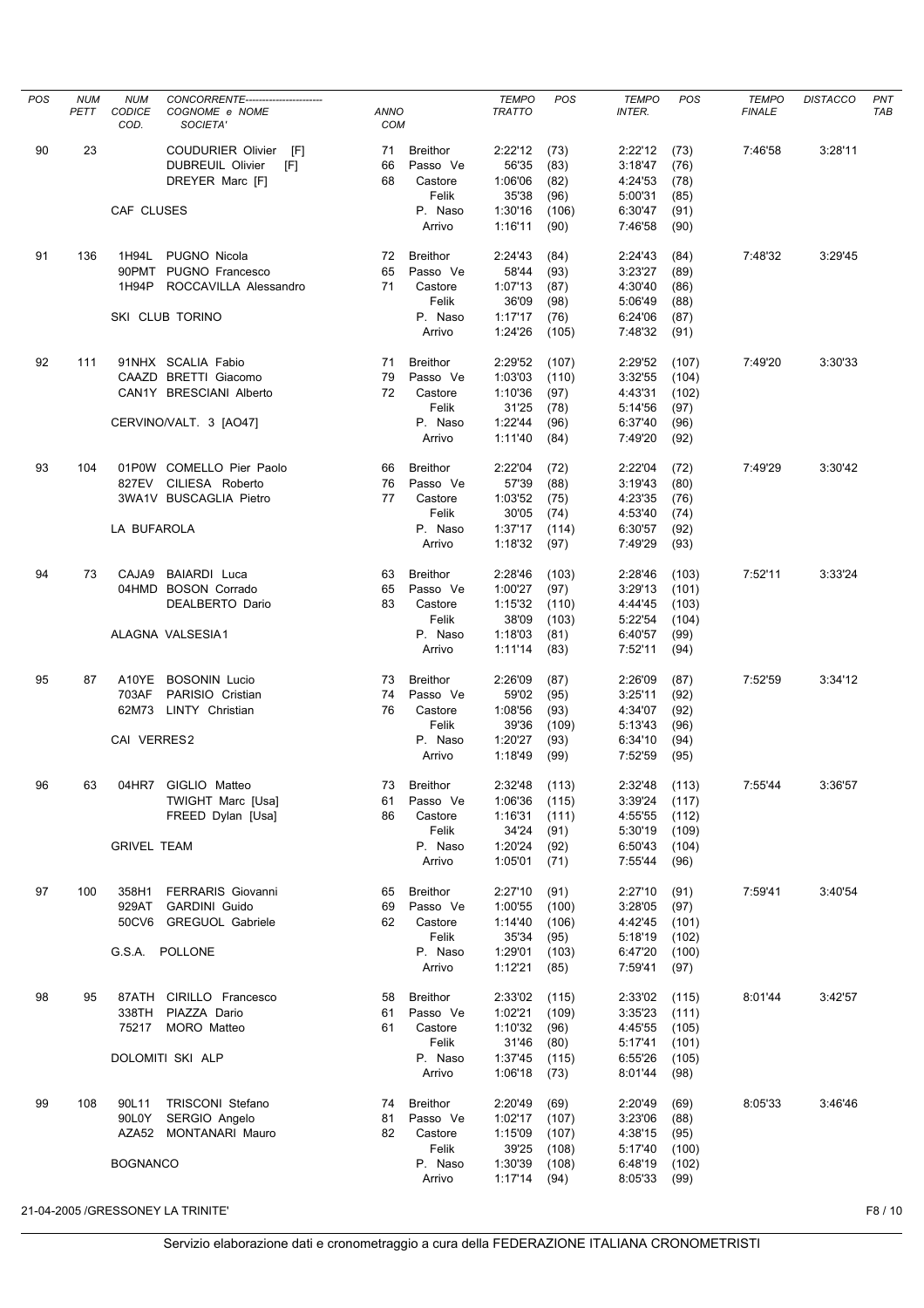| POS | NUM PETT | NUM CODICE COD. | CONCORRENTE---------------------- COGNOME e NOME SOCIETA' | ANNO COM | | TEMPO TRATTO | POS | TEMPO INTER. | POS | TEMPO FINALE | DISTACCO | PNT TAB |
|---|---|---|---|---|---|---|---|---|---|---|---|---|
| 90 | 23 | | COUDURIER Olivier [F] | 71 | Breithor | 2:22'12 | (73) | 2:22'12 | (73) | 7:46'58 | 3:28'11 | |
| | | | DUBREUIL Olivier [F] | 66 | Passo Ve | 56'35 | (83) | 3:18'47 | (76) | | | |
| | | | DREYER Marc [F] | 68 | Castore | 1:06'06 | (82) | 4:24'53 | (78) | | | |
| | | | | | Felik | 35'38 | (96) | 5:00'31 | (85) | | | |
| | | CAF CLUSES | | | P. Naso | 1:30'16 | (106) | 6:30'47 | (91) | | | |
| | | | | | Arrivo | 1:16'11 | (90) | 7:46'58 | (90) | | | |
| 91 | 136 | 1H94L | PUGNO Nicola | 72 | Breithor | 2:24'43 | (84) | 2:24'43 | (84) | 7:48'32 | 3:29'45 | |
| | | 90PMT | PUGNO Francesco | 65 | Passo Ve | 58'44 | (93) | 3:23'27 | (89) | | | |
| | | 1H94P | ROCCAVILLA Alessandro | 71 | Castore | 1:07'13 | (87) | 4:30'40 | (86) | | | |
| | | | | | Felik | 36'09 | (98) | 5:06'49 | (88) | | | |
| | | SKI CLUB TORINO | | | P. Naso | 1:17'17 | (76) | 6:24'06 | (87) | | | |
| | | | | | Arrivo | 1:24'26 | (105) | 7:48'32 | (91) | | | |
| 92 | 111 | 91NHX | SCALIA Fabio | 71 | Breithor | 2:29'52 | (107) | 2:29'52 | (107) | 7:49'20 | 3:30'33 | |
| | | CAAZD | BRETTI Giacomo | 79 | Passo Ve | 1:03'03 | (110) | 3:32'55 | (104) | | | |
| | | CAN1Y | BRESCIANI Alberto | 72 | Castore | 1:10'36 | (97) | 4:43'31 | (102) | | | |
| | | | | | Felik | 31'25 | (78) | 5:14'56 | (97) | | | |
| | | CERVINO/VALT. 3 [AO47] | | | P. Naso | 1:22'44 | (96) | 6:37'40 | (96) | | | |
| | | | | | Arrivo | 1:11'40 | (84) | 7:49'20 | (92) | | | |
| 93 | 104 | 01P0W | COMELLO Pier Paolo | 66 | Breithor | 2:22'04 | (72) | 2:22'04 | (72) | 7:49'29 | 3:30'42 | |
| | | 827EV | CILIESA Roberto | 76 | Passo Ve | 57'39 | (88) | 3:19'43 | (80) | | | |
| | | 3WA1V | BUSCAGLIA Pietro | 77 | Castore | 1:03'52 | (75) | 4:23'35 | (76) | | | |
| | | | | | Felik | 30'05 | (74) | 4:53'40 | (74) | | | |
| | | LA BUFAROLA | | | P. Naso | 1:37'17 | (114) | 6:30'57 | (92) | | | |
| | | | | | Arrivo | 1:18'32 | (97) | 7:49'29 | (93) | | | |
| 94 | 73 | CAJA9 | BAIARDI Luca | 63 | Breithor | 2:28'46 | (103) | 2:28'46 | (103) | 7:52'11 | 3:33'24 | |
| | | 04HMD | BOSON Corrado | 65 | Passo Ve | 1:00'27 | (97) | 3:29'13 | (101) | | | |
| | | | DEALBERTO Dario | 83 | Castore | 1:15'32 | (110) | 4:44'45 | (103) | | | |
| | | | | | Felik | 38'09 | (103) | 5:22'54 | (104) | | | |
| | | ALAGNA VALSESIA1 | | | P. Naso | 1:18'03 | (81) | 6:40'57 | (99) | | | |
| | | | | | Arrivo | 1:11'14 | (83) | 7:52'11 | (94) | | | |
| 95 | 87 | A10YE | BOSONIN Lucio | 73 | Breithor | 2:26'09 | (87) | 2:26'09 | (87) | 7:52'59 | 3:34'12 | |
| | | 703AF | PARISIO Cristian | 74 | Passo Ve | 59'02 | (95) | 3:25'11 | (92) | | | |
| | | 62M73 | LINTY Christian | 76 | Castore | 1:08'56 | (93) | 4:34'07 | (92) | | | |
| | | | | | Felik | 39'36 | (109) | 5:13'43 | (96) | | | |
| | | CAI VERRES2 | | | P. Naso | 1:20'27 | (93) | 6:34'10 | (94) | | | |
| | | | | | Arrivo | 1:18'49 | (99) | 7:52'59 | (95) | | | |
| 96 | 63 | 04HR7 | GIGLIO Matteo | 73 | Breithor | 2:32'48 | (113) | 2:32'48 | (113) | 7:55'44 | 3:36'57 | |
| | | | TWIGHT Marc [Usa] | 61 | Passo Ve | 1:06'36 | (115) | 3:39'24 | (117) | | | |
| | | | FREED Dylan [Usa] | 86 | Castore | 1:16'31 | (111) | 4:55'55 | (112) | | | |
| | | | | | Felik | 34'24 | (91) | 5:30'19 | (109) | | | |
| | | GRIVEL TEAM | | | P. Naso | 1:20'24 | (92) | 6:50'43 | (104) | | | |
| | | | | | Arrivo | 1:05'01 | (71) | 7:55'44 | (96) | | | |
| 97 | 100 | 358H1 | FERRARIS Giovanni | 65 | Breithor | 2:27'10 | (91) | 2:27'10 | (91) | 7:59'41 | 3:40'54 | |
| | | 929AT | GARDINI Guido | 69 | Passo Ve | 1:00'55 | (100) | 3:28'05 | (97) | | | |
| | | 50CV6 | GREGUOL Gabriele | 62 | Castore | 1:14'40 | (106) | 4:42'45 | (101) | | | |
| | | | | | Felik | 35'34 | (95) | 5:18'19 | (102) | | | |
| | | G.S.A. POLLONE | | | P. Naso | 1:29'01 | (103) | 6:47'20 | (100) | | | |
| | | | | | Arrivo | 1:12'21 | (85) | 7:59'41 | (97) | | | |
| 98 | 95 | 87ATH | CIRILLO Francesco | 58 | Breithor | 2:33'02 | (115) | 2:33'02 | (115) | 8:01'44 | 3:42'57 | |
| | | 338TH | PIAZZA Dario | 61 | Passo Ve | 1:02'21 | (109) | 3:35'23 | (111) | | | |
| | | 75217 | MORO Matteo | 61 | Castore | 1:10'32 | (96) | 4:45'55 | (105) | | | |
| | | | | | Felik | 31'46 | (80) | 5:17'41 | (101) | | | |
| | | DOLOMITI SKI ALP | | | P. Naso | 1:37'45 | (115) | 6:55'26 | (105) | | | |
| | | | | | Arrivo | 1:06'18 | (73) | 8:01'44 | (98) | | | |
| 99 | 108 | 90L11 | TRISCONI Stefano | 74 | Breithor | 2:20'49 | (69) | 2:20'49 | (69) | 8:05'33 | 3:46'46 | |
| | | 90L0Y | SERGIO Angelo | 81 | Passo Ve | 1:02'17 | (107) | 3:23'06 | (88) | | | |
| | | AZA52 | MONTANARI Mauro | 82 | Castore | 1:15'09 | (107) | 4:38'15 | (95) | | | |
| | | | | | Felik | 39'25 | (108) | 5:17'40 | (100) | | | |
| | | BOGNANCO | | | P. Naso | 1:30'39 | (108) | 6:48'19 | (102) | | | |
| | | | | | Arrivo | 1:17'14 | (94) | 8:05'33 | (99) | | | |

21-04-2005 /GRESSONEY LA TRINITE'

Servizio elaborazione dati e cronometraggio a cura della FEDERAZIONE ITALIANA CRONOMETRISTI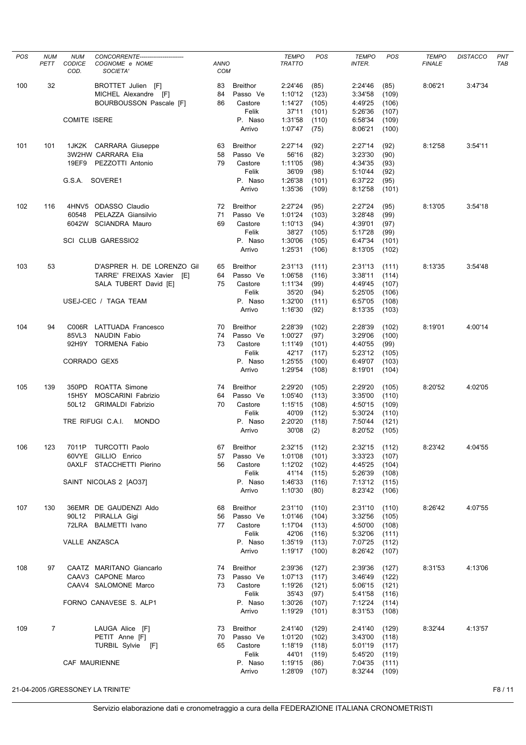| POS | NUM PETT | NUM CODICE COD. | CONCORRENTE---------------------- COGNOME e NOME SOCIETA' | ANNO COM | | TEMPO TRATTO | POS | TEMPO INTER. | POS | TEMPO FINALE | DISTACCO | PNT TAB |
|---|---|---|---|---|---|---|---|---|---|---|---|---|
| 100 | 32 | | BROTTET Julien [F] | 83 | Breithor | 2:24'46 | (85) | 2:24'46 | (85) | 8:06'21 | 3:47'34 | |
| | | | MICHEL Alexandre [F] | 84 | Passo Ve | 1:10'12 | (123) | 3:34'58 | (109) | | | |
| | | | BOURBOUSSON Pascale [F] | 86 | Castore | 1:14'27 | (105) | 4:49'25 | (106) | | | |
| | | | | | Felik | 37'11 | (101) | 5:26'36 | (107) | | | |
| | | | COMITE ISERE | | P. Naso | 1:31'58 | (110) | 6:58'34 | (109) | | | |
| | | | | | Arrivo | 1:07'47 | (75) | 8:06'21 | (100) | | | |
| 101 | 101 | 1JK2K | CARRARA Giuseppe | 63 | Breithor | 2:27'14 | (92) | 2:27'14 | (92) | 8:12'58 | 3:54'11 | |
| | | 3W2HW | CARRARA Elia | 58 | Passo Ve | 56'16 | (82) | 3:23'30 | (90) | | | |
| | | 19EF9 | PEZZOTTI Antonio | 79 | Castore | 1:11'05 | (98) | 4:34'35 | (93) | | | |
| | | | | | Felik | 36'09 | (98) | 5:10'44 | (92) | | | |
| | | | G.S.A. SOVERE1 | | P. Naso | 1:26'38 | (101) | 6:37'22 | (95) | | | |
| | | | | | Arrivo | 1:35'36 | (109) | 8:12'58 | (101) | | | |
| 102 | 116 | 4HNV5 | ODASSO Claudio | 72 | Breithor | 2:27'24 | (95) | 2:27'24 | (95) | 8:13'05 | 3:54'18 | |
| | | 60548 | PELAZZA Giansilvio | 71 | Passo Ve | 1:01'24 | (103) | 3:28'48 | (99) | | | |
| | | 6042W | SCIANDRA Mauro | 69 | Castore | 1:10'13 | (94) | 4:39'01 | (97) | | | |
| | | | | | Felik | 38'27 | (105) | 5:17'28 | (99) | | | |
| | | | SCI CLUB GARESSIO2 | | P. Naso | 1:30'06 | (105) | 6:47'34 | (101) | | | |
| | | | | | Arrivo | 1:25'31 | (106) | 8:13'05 | (102) | | | |
| 103 | 53 | | D'ASPRER H. DE LORENZO Gil | 65 | Breithor | 2:31'13 | (111) | 2:31'13 | (111) | 8:13'35 | 3:54'48 | |
| | | | TARRE' FREIXAS Xavier [E] | 64 | Passo Ve | 1:06'58 | (116) | 3:38'11 | (114) | | | |
| | | | SALA TUBERT David [E] | 75 | Castore | 1:11'34 | (99) | 4:49'45 | (107) | | | |
| | | | | | Felik | 35'20 | (94) | 5:25'05 | (106) | | | |
| | | | USEJ-CEC / TAGA TEAM | | P. Naso | 1:32'00 | (111) | 6:57'05 | (108) | | | |
| | | | | | Arrivo | 1:16'30 | (92) | 8:13'35 | (103) | | | |
| 104 | 94 | C006R | LATTUADA Francesco | 70 | Breithor | 2:28'39 | (102) | 2:28'39 | (102) | 8:19'01 | 4:00'14 | |
| | | 85VL3 | NAUDIN Fabio | 74 | Passo Ve | 1:00'27 | (97) | 3:29'06 | (100) | | | |
| | | 92H9Y | TORMENA Fabio | 73 | Castore | 1:11'49 | (101) | 4:40'55 | (99) | | | |
| | | | | | Felik | 42'17 | (117) | 5:23'12 | (105) | | | |
| | | | CORRADO GEX5 | | P. Naso | 1:25'55 | (100) | 6:49'07 | (103) | | | |
| | | | | | Arrivo | 1:29'54 | (108) | 8:19'01 | (104) | | | |
| 105 | 139 | 350PD | ROATTA Simone | 74 | Breithor | 2:29'20 | (105) | 2:29'20 | (105) | 8:20'52 | 4:02'05 | |
| | | 15H5Y | MOSCARINI Fabrizio | 64 | Passo Ve | 1:05'40 | (113) | 3:35'00 | (110) | | | |
| | | 50L12 | GRIMALDI Fabrizio | 70 | Castore | 1:15'15 | (108) | 4:50'15 | (109) | | | |
| | | | | | Felik | 40'09 | (112) | 5:30'24 | (110) | | | |
| | | | TRE RIFUGI C.A.I. MONDO | | P. Naso | 2:20'20 | (118) | 7:50'44 | (121) | | | |
| | | | | | Arrivo | 30'08 | (2) | 8:20'52 | (105) | | | |
| 106 | 123 | 7011P | TURCOTTI Paolo | 67 | Breithor | 2:32'15 | (112) | 2:32'15 | (112) | 8:23'42 | 4:04'55 | |
| | | 60VYE | GILLIO Enrico | 57 | Passo Ve | 1:01'08 | (101) | 3:33'23 | (107) | | | |
| | | 0AXLF | STACCHETTI Pierino | 56 | Castore | 1:12'02 | (102) | 4:45'25 | (104) | | | |
| | | | | | Felik | 41'14 | (115) | 5:26'39 | (108) | | | |
| | | | SAINT NICOLAS 2 [AO37] | | P. Naso | 1:46'33 | (116) | 7:13'12 | (115) | | | |
| | | | | | Arrivo | 1:10'30 | (80) | 8:23'42 | (106) | | | |
| 107 | 130 | 36EMR | DE GAUDENZI Aldo | 68 | Breithor | 2:31'10 | (110) | 2:31'10 | (110) | 8:26'42 | 4:07'55 | |
| | | 90L12 | PIRALLA Gigi | 56 | Passo Ve | 1:01'46 | (104) | 3:32'56 | (105) | | | |
| | | 72LRA | BALMETTI Ivano | 77 | Castore | 1:17'04 | (113) | 4:50'00 | (108) | | | |
| | | | | | Felik | 42'06 | (116) | 5:32'06 | (111) | | | |
| | | | VALLE ANZASCA | | P. Naso | 1:35'19 | (113) | 7:07'25 | (112) | | | |
| | | | | | Arrivo | 1:19'17 | (100) | 8:26'42 | (107) | | | |
| 108 | 97 | CAATZ | MARITANO Giancarlo | 74 | Breithor | 2:39'36 | (127) | 2:39'36 | (127) | 8:31'53 | 4:13'06 | |
| | | CAAV3 | CAPONE Marco | 73 | Passo Ve | 1:07'13 | (117) | 3:46'49 | (122) | | | |
| | | CAAV4 | SALOMONE Marco | 73 | Castore | 1:19'26 | (121) | 5:06'15 | (121) | | | |
| | | | | | Felik | 35'43 | (97) | 5:41'58 | (116) | | | |
| | | | FORNO CANAVESE S. ALP1 | | P. Naso | 1:30'26 | (107) | 7:12'24 | (114) | | | |
| | | | | | Arrivo | 1:19'29 | (101) | 8:31'53 | (108) | | | |
| 109 | 7 | | LAUGA Alice [F] | 73 | Breithor | 2:41'40 | (129) | 2:41'40 | (129) | 8:32'44 | 4:13'57 | |
| | | | PETIT Anne [F] | 70 | Passo Ve | 1:01'20 | (102) | 3:43'00 | (118) | | | |
| | | | TURBIL Sylvie [F] | 65 | Castore | 1:18'19 | (118) | 5:01'19 | (117) | | | |
| | | | | | Felik | 44'01 | (119) | 5:45'20 | (119) | | | |
| | | | CAF MAURIENNE | | P. Naso | 1:19'15 | (86) | 7:04'35 | (111) | | | |
| | | | | | Arrivo | 1:28'09 | (107) | 8:32'44 | (109) | | | |

21-04-2005 /GRESSONEY LA TRINITE'

Servizio elaborazione dati e cronometraggio a cura della FEDERAZIONE ITALIANA CRONOMETRISTI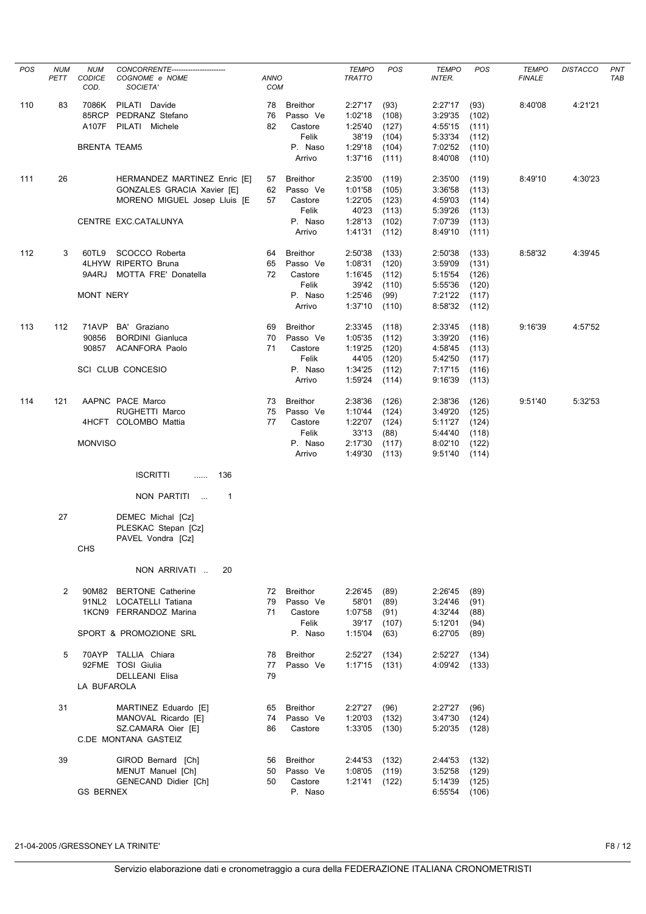| POS | NUM PETT | NUM CODICE COD. | CONCORRENTE---------------------- COGNOME e NOME SOCIETA' | ANNO COM | | TEMPO TRATTO | POS | TEMPO INTER. | POS | TEMPO FINALE | DISTACCO | PNT TAB |
|---|---|---|---|---|---|---|---|---|---|---|---|---|
| 110 | 83 | 7086K | PILATI Davide | 78 | Breithor | 2:27'17 | (93) | 2:27'17 | (93) | 8:40'08 | 4:21'21 | |
| | | 85RCP | PEDRANZ Stefano | 76 | Passo Ve | 1:02'18 | (108) | 3:29'35 | (102) | | | |
| | | A107F | PILATI Michele | 82 | Castore | 1:25'40 | (127) | 4:55'15 | (111) | | | |
| | | | | | Felik | 38'19 | (104) | 5:33'34 | (112) | | | |
| | | BRENTA TEAM5 | | | P. Naso | 1:29'18 | (104) | 7:02'52 | (110) | | | |
| | | | | | Arrivo | 1:37'16 | (111) | 8:40'08 | (110) | | | |
| 111 | 26 | | HERMANDEZ MARTINEZ Enric [E] | 57 | Breithor | 2:35'00 | (119) | 2:35'00 | (119) | 8:49'10 | 4:30'23 | |
| | | | GONZALES GRACIA Xavier [E] | 62 | Passo Ve | 1:01'58 | (105) | 3:36'58 | (113) | | | |
| | | | MORENO MIGUEL Josep Lluis [E | 57 | Castore | 1:22'05 | (123) | 4:59'03 | (114) | | | |
| | | | | | Felik | 40'23 | (113) | 5:39'26 | (113) | | | |
| | | | CENTRE EXC.CATALUNYA | | P. Naso | 1:28'13 | (102) | 7:07'39 | (113) | | | |
| | | | | | Arrivo | 1:41'31 | (112) | 8:49'10 | (111) | | | |
| 112 | 3 | 60TL9 | SCOCCO Roberta | 64 | Breithor | 2:50'38 | (133) | 2:50'38 | (133) | 8:58'32 | 4:39'45 | |
| | | 4LHYW | RIPERTO Bruna | 65 | Passo Ve | 1:08'31 | (120) | 3:59'09 | (131) | | | |
| | | 9A4RJ | MOTTA FRE' Donatella | 72 | Castore | 1:16'45 | (112) | 5:15'54 | (126) | | | |
| | | | | | Felik | 39'42 | (110) | 5:55'36 | (120) | | | |
| | | MONT NERY | | | P. Naso | 1:25'46 | (99) | 7:21'22 | (117) | | | |
| | | | | | Arrivo | 1:37'10 | (110) | 8:58'32 | (112) | | | |
| 113 | 112 | 71AVP | BA' Graziano | 69 | Breithor | 2:33'45 | (118) | 2:33'45 | (118) | 9:16'39 | 4:57'52 | |
| | | 90856 | BORDINI Gianluca | 70 | Passo Ve | 1:05'35 | (112) | 3:39'20 | (116) | | | |
| | | 90857 | ACANFORA Paolo | 71 | Castore | 1:19'25 | (120) | 4:58'45 | (113) | | | |
| | | | | | Felik | 44'05 | (120) | 5:42'50 | (117) | | | |
| | | SCI CLUB CONCESIO | | | P. Naso | 1:34'25 | (112) | 7:17'15 | (116) | | | |
| | | | | | Arrivo | 1:59'24 | (114) | 9:16'39 | (113) | | | |
| 114 | 121 | AAPNC | PACE Marco | 73 | Breithor | 2:38'36 | (126) | 2:38'36 | (126) | 9:51'40 | 5:32'53 | |
| | | | RUGHETTI Marco | 75 | Passo Ve | 1:10'44 | (124) | 3:49'20 | (125) | | | |
| | | 4HCFT | COLOMBO Mattia | 77 | Castore | 1:22'07 | (124) | 5:11'27 | (124) | | | |
| | | | | | Felik | 33'13 | (88) | 5:44'40 | (118) | | | |
| | | MONVISO | | | P. Naso | 2:17'30 | (117) | 8:02'10 | (122) | | | |
| | | | | | Arrivo | 1:49'30 | (113) | 9:51'40 | (114) | | | |

ISCRITTI ...... 136

NON PARTITI ... 1

| NUM PETT | NUM CODICE COD. | CONCORRENTE |
|---|---|---|
| 27 | | DEMEC Michal [Cz] |
| | | PLESKAC Stepan [Cz] |
| | | PAVEL Vondra [Cz] |
| | CHS | |

NON ARRIVATI .. 20

| NUM PETT | NUM CODICE COD. | CONCORRENTE | ANNO COM | | TEMPO TRATTO | POS | TEMPO INTER. | POS |
|---|---|---|---|---|---|---|---|---|
| 2 | 90M82 | BERTONE Catherine | 72 | Breithor | 2:26'45 | (89) | 2:26'45 | (89) |
| | 91NL2 | LOCATELLI Tatiana | 79 | Passo Ve | 58'01 | (89) | 3:24'46 | (91) |
| | 1KCN9 | FERRANDOZ Marina | 71 | Castore | 1:07'58 | (91) | 4:32'44 | (88) |
| | | | | Felik | 39'17 | (107) | 5:12'01 | (94) |
| | SPORT & PROMOZIONE SRL | | | P. Naso | 1:15'04 | (63) | 6:27'05 | (89) |
| 5 | 70AYP | TALLIA Chiara | 78 | Breithor | 2:52'27 | (134) | 2:52'27 | (134) |
| | 92FME | TOSI Giulia | 77 | Passo Ve | 1:17'15 | (131) | 4:09'42 | (133) |
| | | DELLEANI Elisa | 79 | | | | | |
| | LA BUFAROLA | | | | | | | |
| 31 | | MARTINEZ Eduardo [E] | 65 | Breithor | 2:27'27 | (96) | 2:27'27 | (96) |
| | | MANOVAL Ricardo [E] | 74 | Passo Ve | 1:20'03 | (132) | 3:47'30 | (124) |
| | | SZ.CAMARA Oier [E] | 86 | Castore | 1:33'05 | (130) | 5:20'35 | (128) |
| | C.DE MONTANA GASTEIZ | | | | | | | |
| 39 | | GIROD Bernard [Ch] | 56 | Breithor | 2:44'53 | (132) | 2:44'53 | (132) |
| | | MENUT Manuel [Ch] | 50 | Passo Ve | 1:08'05 | (119) | 3:52'58 | (129) |
| | | GENECAND Didier [Ch] | 50 | Castore | 1:21'41 | (122) | 5:14'39 | (125) |
| | GS BERNEX | | | P. Naso | | | 6:55'54 | (106) |

21-04-2005 /GRESSONEY LA TRINITE'

Servizio elaborazione dati e cronometraggio a cura della FEDERAZIONE ITALIANA CRONOMETRISTI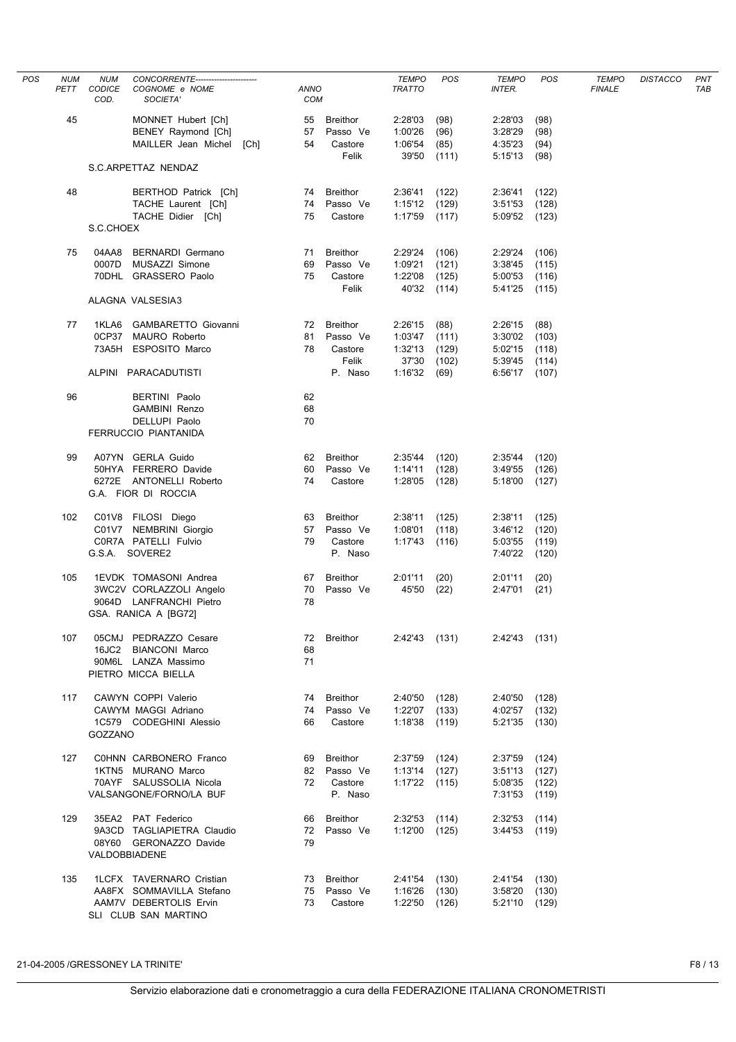| POS | NUM PETT | NUM CODICE COD. | CONCORRENTE COGNOME e NOME SOCIETA' | ANNO COM | | TEMPO TRATTO | POS | TEMPO INTER. | POS | TEMPO FINALE | DISTACCO | PNT TAB |
|---|---|---|---|---|---|---|---|---|---|---|---|---|
| | 45 | | MONNET Hubert [Ch] | 55 | Breithor | 2:28'03 | (98) | 2:28'03 | (98) | | | |
| | | | BENEY Raymond [Ch] | 57 | Passo Ve | 1:00'26 | (96) | 3:28'29 | (98) | | | |
| | | | MAILLER Jean Michel [Ch] | 54 | Castore | 1:06'54 | (85) | 4:35'23 | (94) | | | |
| | | | | | Felik | 39'50 | (111) | 5:15'13 | (98) | | | |
| | | | S.C.ARPETTAZ NENDAZ | | | | | | | | | |
| | 48 | | BERTHOD Patrick [Ch] | 74 | Breithor | 2:36'41 | (122) | 2:36'41 | (122) | | | |
| | | | TACHE Laurent [Ch] | 74 | Passo Ve | 1:15'12 | (129) | 3:51'53 | (128) | | | |
| | | | TACHE Didier [Ch] | 75 | Castore | 1:17'59 | (117) | 5:09'52 | (123) | | | |
| | | | S.C.CHOEX | | | | | | | | | |
| | 75 | 04AA8 | BERNARDI Germano | 71 | Breithor | 2:29'24 | (106) | 2:29'24 | (106) | | | |
| | | 0007D | MUSAZZI Simone | 69 | Passo Ve | 1:09'21 | (121) | 3:38'45 | (115) | | | |
| | | 70DHL | GRASSERO Paolo | 75 | Castore | 1:22'08 | (125) | 5:00'53 | (116) | | | |
| | | | | | Felik | 40'32 | (114) | 5:41'25 | (115) | | | |
| | | | ALAGNA VALSESIA3 | | | | | | | | | |
| | 77 | 1KLA6 | GAMBARETTO Giovanni | 72 | Breithor | 2:26'15 | (88) | 2:26'15 | (88) | | | |
| | | 0CP37 | MAURO Roberto | 81 | Passo Ve | 1:03'47 | (111) | 3:30'02 | (103) | | | |
| | | 73A5H | ESPOSITO Marco | 78 | Castore | 1:32'13 | (129) | 5:02'15 | (118) | | | |
| | | | | | Felik | 37'30 | (102) | 5:39'45 | (114) | | | |
| | | | ALPINI PARACADUTISTI | | P. Naso | 1:16'32 | (69) | 6:56'17 | (107) | | | |
| | 96 | | BERTINI Paolo | 62 | | | | | | | | |
| | | | GAMBINI Renzo | 68 | | | | | | | | |
| | | | DELLUPI Paolo | 70 | | | | | | | | |
| | | | FERRUCCIO PIANTANIDA | | | | | | | | | |
| | 99 | A07YN | GERLA Guido | 62 | Breithor | 2:35'44 | (120) | 2:35'44 | (120) | | | |
| | | 50HYA | FERRERO Davide | 60 | Passo Ve | 1:14'11 | (128) | 3:49'55 | (126) | | | |
| | | 6272E | ANTONELLI Roberto | 74 | Castore | 1:28'05 | (128) | 5:18'00 | (127) | | | |
| | | | G.A. FIOR DI ROCCIA | | | | | | | | | |
| | 102 | C01V8 | FILOSI Diego | 63 | Breithor | 2:38'11 | (125) | 2:38'11 | (125) | | | |
| | | C01V7 | NEMBRINI Giorgio | 57 | Passo Ve | 1:08'01 | (118) | 3:46'12 | (120) | | | |
| | | C0R7A | PATELLI Fulvio | 79 | Castore | 1:17'43 | (116) | 5:03'55 | (119) | | | |
| | | | G.S.A. SOVERE2 | | P. Naso | | | 7:40'22 | (120) | | | |
| | 105 | 1EVDK | TOMASONI Andrea | 67 | Breithor | 2:01'11 | (20) | 2:01'11 | (20) | | | |
| | | 3WC2V | CORLAZZOLI Angelo | 70 | Passo Ve | 45'50 | (22) | 2:47'01 | (21) | | | |
| | | 9064D | LANFRANCHI Pietro | 78 | | | | | | | | |
| | | | GSA. RANICA A [BG72] | | | | | | | | | |
| | 107 | 05CMJ | PEDRAZZO Cesare | 72 | Breithor | 2:42'43 | (131) | 2:42'43 | (131) | | | |
| | | 16JC2 | BIANCONI Marco | 68 | | | | | | | | |
| | | 90M6L | LANZA Massimo | 71 | | | | | | | | |
| | | | PIETRO MICCA BIELLA | | | | | | | | | |
| | 117 | CAWYN | COPPI Valerio | 74 | Breithor | 2:40'50 | (128) | 2:40'50 | (128) | | | |
| | | CAWYM | MAGGI Adriano | 74 | Passo Ve | 1:22'07 | (133) | 4:02'57 | (132) | | | |
| | | 1C579 | CODEGHINI Alessio | 66 | Castore | 1:18'38 | (119) | 5:21'35 | (130) | | | |
| | | | GOZZANO | | | | | | | | | |
| | 127 | C0HNN | CARBONERO Franco | 69 | Breithor | 2:37'59 | (124) | 2:37'59 | (124) | | | |
| | | 1KTN5 | MURANO Marco | 82 | Passo Ve | 1:13'14 | (127) | 3:51'13 | (127) | | | |
| | | 70AYF | SALUSSOLIA Nicola | 72 | Castore | 1:17'22 | (115) | 5:08'35 | (122) | | | |
| | | | VALSANGONE/FORNO/LA BUF | | P. Naso | | | 7:31'53 | (119) | | | |
| | 129 | 35EA2 | PAT Federico | 66 | Breithor | 2:32'53 | (114) | 2:32'53 | (114) | | | |
| | | 9A3CD | TAGLIAPIETRA Claudio | 72 | Passo Ve | 1:12'00 | (125) | 3:44'53 | (119) | | | |
| | | 08Y60 | GERONAZZO Davide | 79 | | | | | | | | |
| | | | VALDOBBIADENE | | | | | | | | | |
| | 135 | 1LCFX | TAVERNARO Cristian | 73 | Breithor | 2:41'54 | (130) | 2:41'54 | (130) | | | |
| | | AA8FX | SOMMAVILLA Stefano | 75 | Passo Ve | 1:16'26 | (130) | 3:58'20 | (130) | | | |
| | | AAM7V | DEBERTOLIS Ervin | 73 | Castore | 1:22'50 | (126) | 5:21'10 | (129) | | | |
| | | | SLI CLUB SAN MARTINO | | | | | | | | | |

21-04-2005 /GRESSONEY LA TRINITE'

Servizio elaborazione dati e cronometraggio a cura della FEDERAZIONE ITALIANA CRONOMETRISTI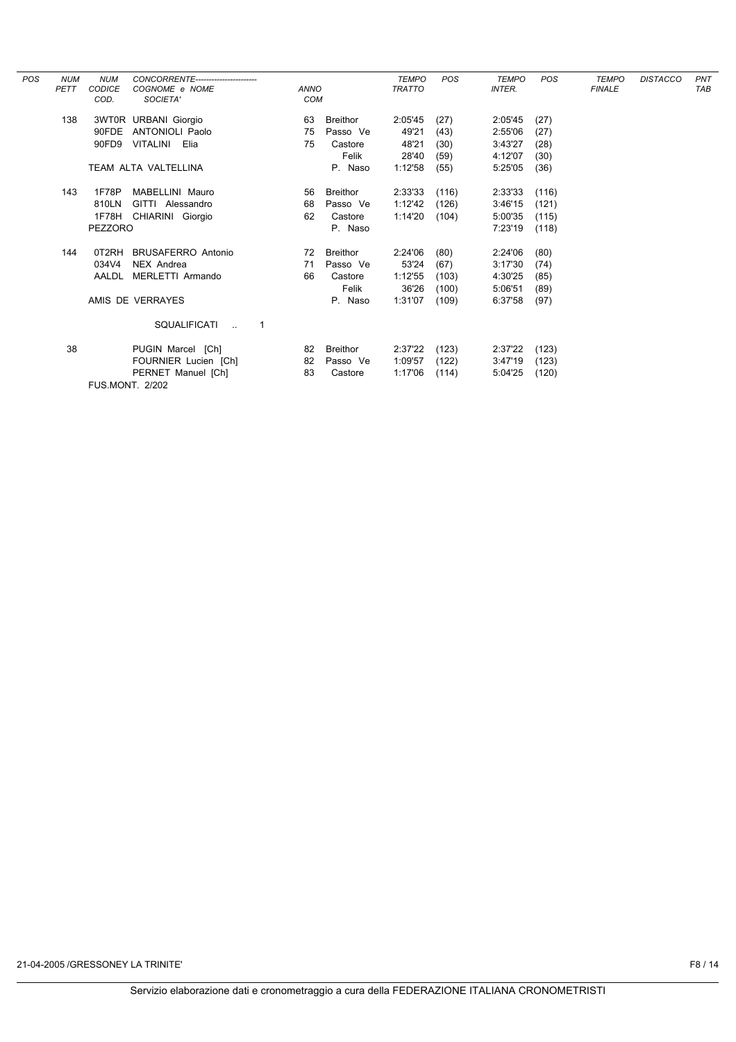| POS | NUM PETT | NUM CODICE COD. | CONCORRENTE COGNOME e NOME SOCIETA' | ANNO COM | | TEMPO TRATTO | POS | TEMPO INTER. | POS | TEMPO FINALE | DISTACCO | PNT TAB |
|---|---|---|---|---|---|---|---|---|---|---|---|---|
| | 138 | 3WT0R | URBANI Giorgio | 63 | Breithor | 2:05'45 | (27) | 2:05'45 | (27) | | | |
| | | 90FDE | ANTONIOLI Paolo | 75 | Passo Ve | 49'21 | (43) | 2:55'06 | (27) | | | |
| | | 90FD9 | VITALINI Elia | 75 | Castore | 48'21 | (30) | 3:43'27 | (28) | | | |
| | | | | | Felik | 28'40 | (59) | 4:12'07 | (30) | | | |
| | | | TEAM ALTA VALTELLINA | | P. Naso | 1:12'58 | (55) | 5:25'05 | (36) | | | |
| | 143 | 1F78P | MABELLINI Mauro | 56 | Breithor | 2:33'33 | (116) | 2:33'33 | (116) | | | |
| | | 810LN | GITTI Alessandro | 68 | Passo Ve | 1:12'42 | (126) | 3:46'15 | (121) | | | |
| | | 1F78H | CHIARINI Giorgio | 62 | Castore | 1:14'20 | (104) | 5:00'35 | (115) | | | |
| | | | PEZZORO | | P. Naso | | | 7:23'19 | (118) | | | |
| | 144 | 0T2RH | BRUSAFERRO Antonio | 72 | Breithor | 2:24'06 | (80) | 2:24'06 | (80) | | | |
| | | 034V4 | NEX Andrea | 71 | Passo Ve | 53'24 | (67) | 3:17'30 | (74) | | | |
| | | AALDL | MERLETTI Armando | 66 | Castore | 1:12'55 | (103) | 4:30'25 | (85) | | | |
| | | | | | Felik | 36'26 | (100) | 5:06'51 | (89) | | | |
| | | | AMIS DE VERRAYES | | P. Naso | 1:31'07 | (109) | 6:37'58 | (97) | | | |
| | | | SQUALIFICATI .. 1 | | | | | | | | | |
| | 38 | | PUGIN Marcel [Ch] | 82 | Breithor | 2:37'22 | (123) | 2:37'22 | (123) | | | |
| | | | FOURNIER Lucien [Ch] | 82 | Passo Ve | 1:09'57 | (122) | 3:47'19 | (123) | | | |
| | | | PERNET Manuel [Ch] | 83 | Castore | 1:17'06 | (114) | 5:04'25 | (120) | | | |
| | | | FUS.MONT. 2/202 | | | | | | | | | |

21-04-2005 /GRESSONEY LA TRINITE'

Servizio elaborazione dati e cronometraggio a cura della FEDERAZIONE ITALIANA CRONOMETRISTI